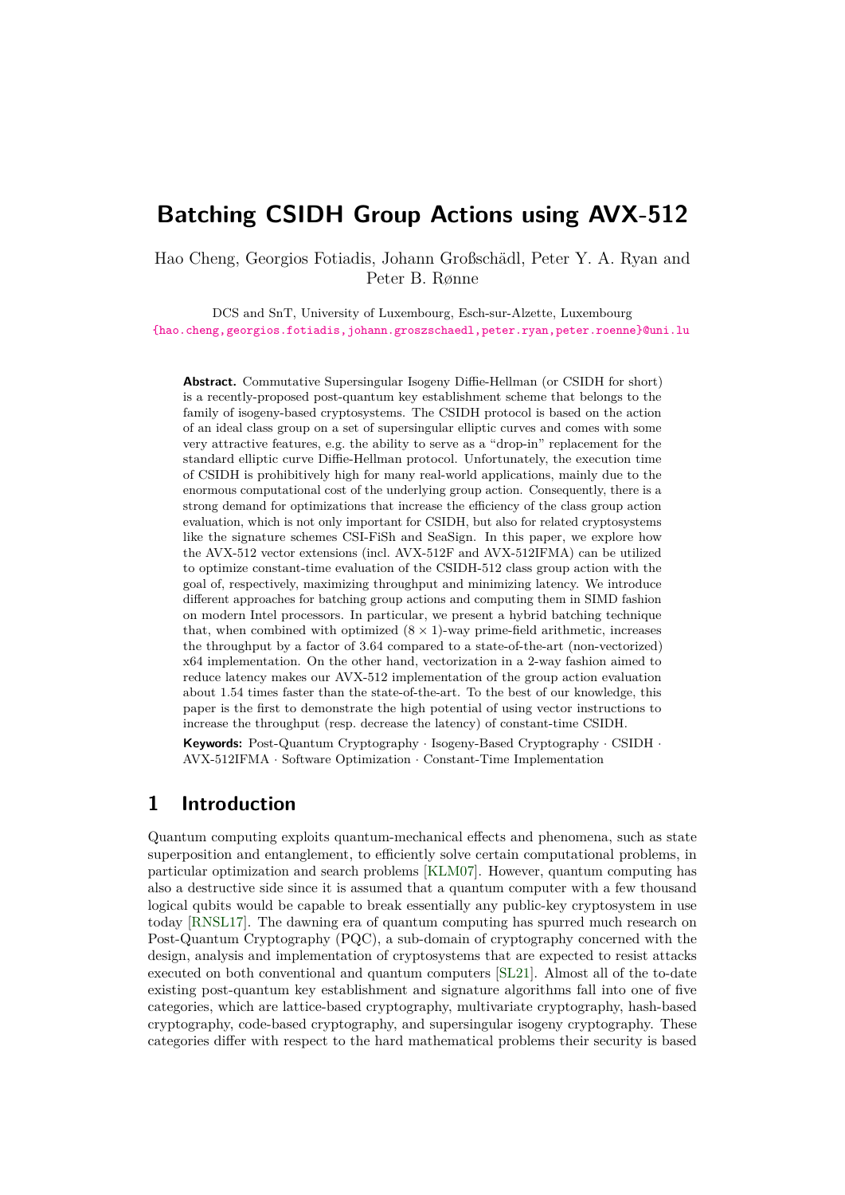# Batching CSIDH Group Actions using AVX-512

Hao Cheng, Georgios Fotiadis, Johann Großschädl, Peter Y. A. Ryan and Peter B. Rønne

DCS and SnT, University of Luxembourg, Esch-sur-Alzette, Luxembourg
{hao.cheng,georgios.fotiadis,johann.groszschaedl,peter.ryan,peter.roenne}@uni.lu

**Abstract.** Commutative Supersingular Isogeny Diffie-Hellman (or CSIDH for short) is a recently-proposed post-quantum key establishment scheme that belongs to the family of isogeny-based cryptosystems. The CSIDH protocol is based on the action of an ideal class group on a set of supersingular elliptic curves and comes with some very attractive features, e.g. the ability to serve as a "drop-in" replacement for the standard elliptic curve Diffie-Hellman protocol. Unfortunately, the execution time of CSIDH is prohibitively high for many real-world applications, mainly due to the enormous computational cost of the underlying group action. Consequently, there is a strong demand for optimizations that increase the efficiency of the class group action evaluation, which is not only important for CSIDH, but also for related cryptosystems like the signature schemes CSI-FiSh and SeaSign. In this paper, we explore how the AVX-512 vector extensions (incl. AVX-512F and AVX-512IFMA) can be utilized to optimize constant-time evaluation of the CSIDH-512 class group action with the goal of, respectively, maximizing throughput and minimizing latency. We introduce different approaches for batching group actions and computing them in SIMD fashion on modern Intel processors. In particular, we present a hybrid batching technique that, when combined with optimized $(8 \times 1)$-way prime-field arithmetic, increases the throughput by a factor of 3.64 compared to a state-of-the-art (non-vectorized) x64 implementation. On the other hand, vectorization in a 2-way fashion aimed to reduce latency makes our AVX-512 implementation of the group action evaluation about 1.54 times faster than the state-of-the-art. To the best of our knowledge, this paper is the first to demonstrate the high potential of using vector instructions to increase the throughput (resp. decrease the latency) of constant-time CSIDH.

**Keywords:** Post-Quantum Cryptography · Isogeny-Based Cryptography · CSIDH · AVX-512IFMA · Software Optimization · Constant-Time Implementation

## 1 Introduction

Quantum computing exploits quantum-mechanical effects and phenomena, such as state superposition and entanglement, to efficiently solve certain computational problems, in particular optimization and search problems [KLM07]. However, quantum computing has also a destructive side since it is assumed that a quantum computer with a few thousand logical qubits would be capable to break essentially any public-key cryptosystem in use today [RNSL17]. The dawning era of quantum computing has spurred much research on Post-Quantum Cryptography (PQC), a sub-domain of cryptography concerned with the design, analysis and implementation of cryptosystems that are expected to resist attacks executed on both conventional and quantum computers [SL21]. Almost all of the to-date existing post-quantum key establishment and signature algorithms fall into one of five categories, which are lattice-based cryptography, multivariate cryptography, hash-based cryptography, code-based cryptography, and supersingular isogeny cryptography. These categories differ with respect to the hard mathematical problems their security is based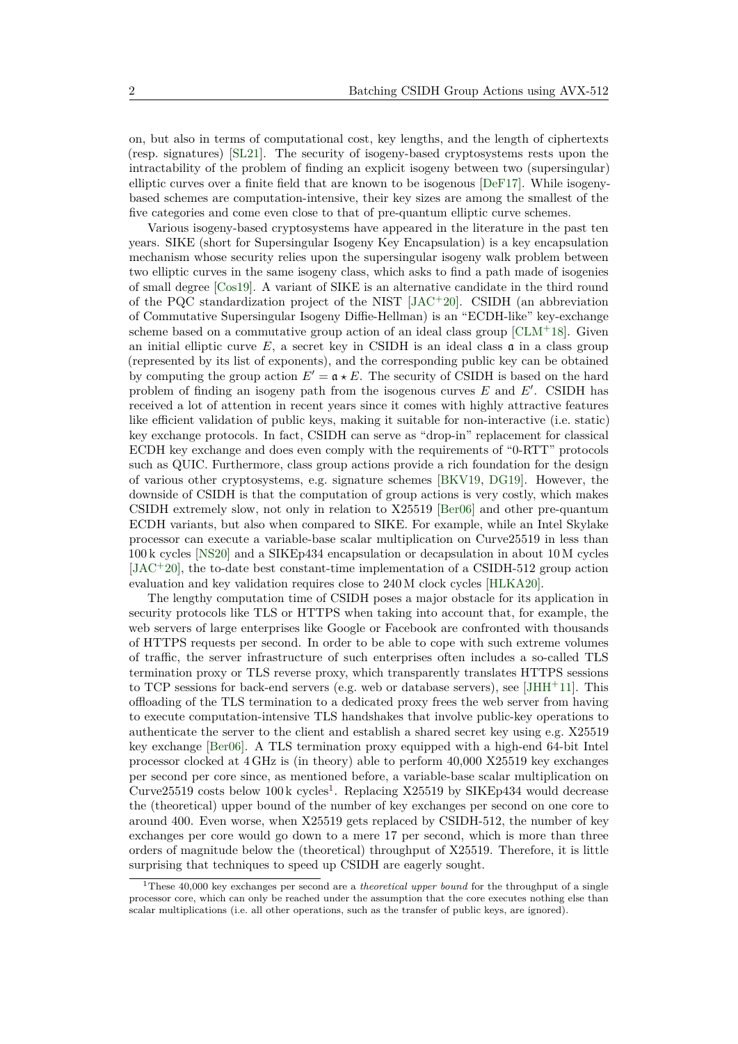on, but also in terms of computational cost, key lengths, and the length of ciphertexts (resp. signatures) [SL21]. The security of isogeny-based cryptosystems rests upon the intractability of the problem of finding an explicit isogeny between two (supersingular) elliptic curves over a finite field that are known to be isogenous [DeF17]. While isogeny-based schemes are computation-intensive, their key sizes are among the smallest of the five categories and come even close to that of pre-quantum elliptic curve schemes.

Various isogeny-based cryptosystems have appeared in the literature in the past ten years. SIKE (short for Supersingular Isogeny Key Encapsulation) is a key encapsulation mechanism whose security relies upon the supersingular isogeny walk problem between two elliptic curves in the same isogeny class, which asks to find a path made of isogenies of small degree [Cos19]. A variant of SIKE is an alternative candidate in the third round of the PQC standardization project of the NIST [JAC+20]. CSIDH (an abbreviation of Commutative Supersingular Isogeny Diffie-Hellman) is an "ECDH-like" key-exchange scheme based on a commutative group action of an ideal class group [CLM+18]. Given an initial elliptic curve $E$, a secret key in CSIDH is an ideal class $\mathfrak{a}$ in a class group (represented by its list of exponents), and the corresponding public key can be obtained by computing the group action $E' = \mathfrak{a} \star E$. The security of CSIDH is based on the hard problem of finding an isogeny path from the isogenous curves $E$ and $E'$. CSIDH has received a lot of attention in recent years since it comes with highly attractive features like efficient validation of public keys, making it suitable for non-interactive (i.e. static) key exchange protocols. In fact, CSIDH can serve as "drop-in" replacement for classical ECDH key exchange and does even comply with the requirements of "0-RTT" protocols such as QUIC. Furthermore, class group actions provide a rich foundation for the design of various other cryptosystems, e.g. signature schemes [BKV19, DG19]. However, the downside of CSIDH is that the computation of group actions is very costly, which makes CSIDH extremely slow, not only in relation to X25519 [Ber06] and other pre-quantum ECDH variants, but also when compared to SIKE. For example, while an Intel Skylake processor can execute a variable-base scalar multiplication on Curve25519 in less than 100 k cycles [NS20] and a SIKEp434 encapsulation or decapsulation in about 10 M cycles [JAC+20], the to-date best constant-time implementation of a CSIDH-512 group action evaluation and key validation requires close to 240 M clock cycles [HLKA20].

The lengthy computation time of CSIDH poses a major obstacle for its application in security protocols like TLS or HTTPS when taking into account that, for example, the web servers of large enterprises like Google or Facebook are confronted with thousands of HTTPS requests per second. In order to be able to cope with such extreme volumes of traffic, the server infrastructure of such enterprises often includes a so-called TLS termination proxy or TLS reverse proxy, which transparently translates HTTPS sessions to TCP sessions for back-end servers (e.g. web or database servers), see [JHH+11]. This offloading of the TLS termination to a dedicated proxy frees the web server from having to execute computation-intensive TLS handshakes that involve public-key operations to authenticate the server to the client and establish a shared secret key using e.g. X25519 key exchange [Ber06]. A TLS termination proxy equipped with a high-end 64-bit Intel processor clocked at 4 GHz is (in theory) able to perform 40,000 X25519 key exchanges per second per core since, as mentioned before, a variable-base scalar multiplication on Curve25519 costs below 100 k cycles[1]. Replacing X25519 by SIKEp434 would decrease the (theoretical) upper bound of the number of key exchanges per second on one core to around 400. Even worse, when X25519 gets replaced by CSIDH-512, the number of key exchanges per core would go down to a mere 17 per second, which is more than three orders of magnitude below the (theoretical) throughput of X25519. Therefore, it is little surprising that techniques to speed up CSIDH are eagerly sought.

[1] These 40,000 key exchanges per second are a *theoretical upper bound* for the throughput of a single processor core, which can only be reached under the assumption that the core executes nothing else than scalar multiplications (i.e. all other operations, such as the transfer of public keys, are ignored).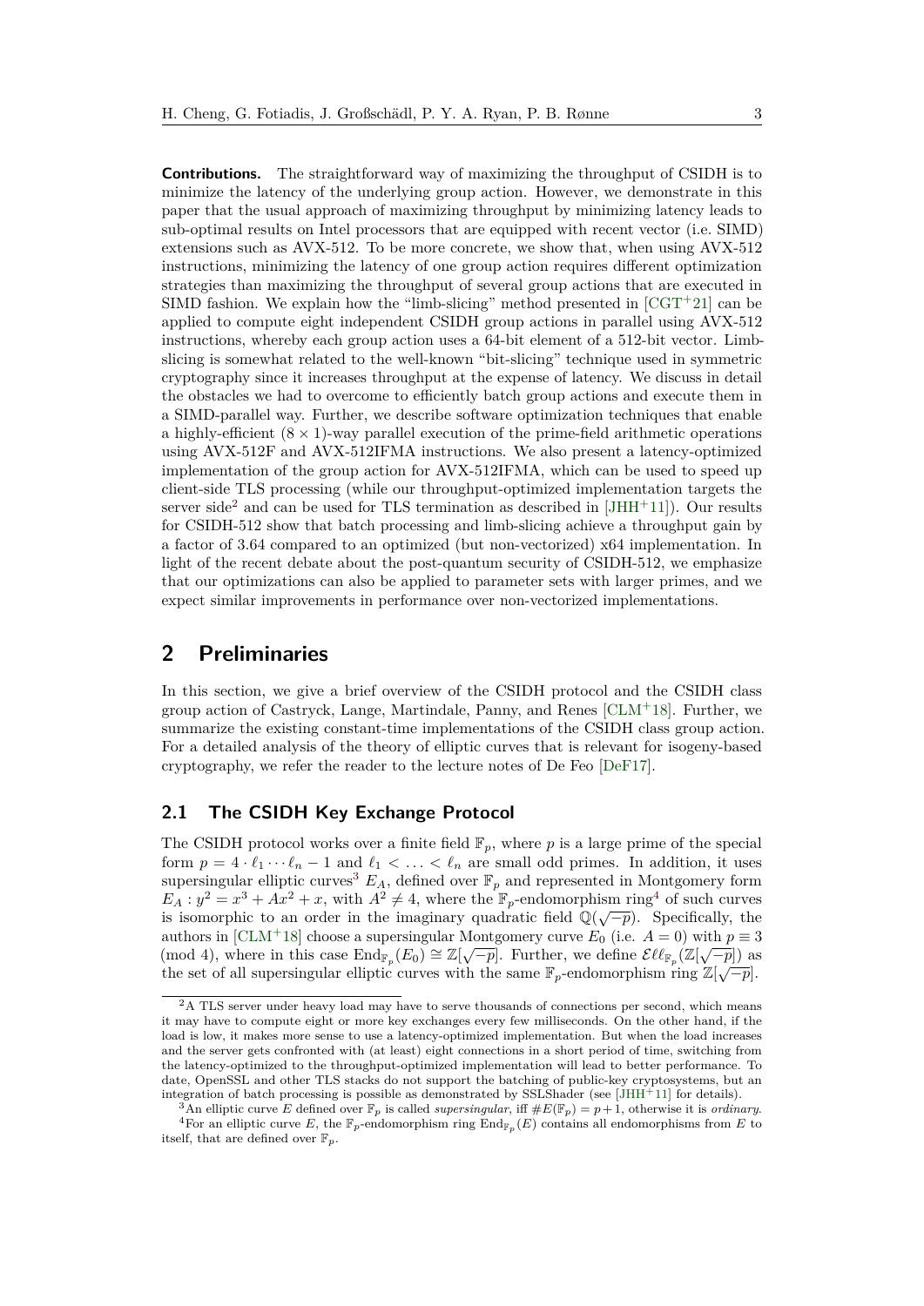**Contributions.** The straightforward way of maximizing the throughput of CSIDH is to minimize the latency of the underlying group action. However, we demonstrate in this paper that the usual approach of maximizing throughput by minimizing latency leads to sub-optimal results on Intel processors that are equipped with recent vector (i.e. SIMD) extensions such as AVX-512. To be more concrete, we show that, when using AVX-512 instructions, minimizing the latency of one group action requires different optimization strategies than maximizing the throughput of several group actions that are executed in SIMD fashion. We explain how the "limb-slicing" method presented in [CGT+21] can be applied to compute eight independent CSIDH group actions in parallel using AVX-512 instructions, whereby each group action uses a 64-bit element of a 512-bit vector. Limb-slicing is somewhat related to the well-known "bit-slicing" technique used in symmetric cryptography since it increases throughput at the expense of latency. We discuss in detail the obstacles we had to overcome to efficiently batch group actions and execute them in a SIMD-parallel way. Further, we describe software optimization techniques that enable a highly-efficient $(8 \times 1)$-way parallel execution of the prime-field arithmetic operations using AVX-512F and AVX-512IFMA instructions. We also present a latency-optimized implementation of the group action for AVX-512IFMA, which can be used to speed up client-side TLS processing (while our throughput-optimized implementation targets the server side[2] and can be used for TLS termination as described in [JHH+11]). Our results for CSIDH-512 show that batch processing and limb-slicing achieve a throughput gain by a factor of 3.64 compared to an optimized (but non-vectorized) x64 implementation. In light of the recent debate about the post-quantum security of CSIDH-512, we emphasize that our optimizations can also be applied to parameter sets with larger primes, and we expect similar improvements in performance over non-vectorized implementations.

# 2 Preliminaries

In this section, we give a brief overview of the CSIDH protocol and the CSIDH class group action of Castryck, Lange, Martindale, Panny, and Renes [CLM+18]. Further, we summarize the existing constant-time implementations of the CSIDH class group action. For a detailed analysis of the theory of elliptic curves that is relevant for isogeny-based cryptography, we refer the reader to the lecture notes of De Feo [DeF17].

## 2.1 The CSIDH Key Exchange Protocol

The CSIDH protocol works over a finite field $\mathbb{F}_p$, where $p$ is a large prime of the special form $p = 4 \cdot \ell_1 \cdots \ell_n - 1$ and $\ell_1 < \ldots < \ell_n$ are small odd primes. In addition, it uses supersingular elliptic curves[3] $E_A$, defined over $\mathbb{F}_p$ and represented in Montgomery form $E_A : y^2 = x^3 + Ax^2 + x$, with $A^2 \neq 4$, where the $\mathbb{F}_p$-endomorphism ring[4] of such curves is isomorphic to an order in the imaginary quadratic field $\mathbb{Q}(\sqrt{-p})$. Specifically, the authors in [CLM+18] choose a supersingular Montgomery curve $E_0$ (i.e. $A = 0$) with $p \equiv 3 \pmod 4$, where in this case $\text{End}_{\mathbb{F}_p}(E_0) \cong \mathbb{Z}[\sqrt{-p}]$. Further, we define $\mathcal{E}\ell\ell_{\mathbb{F}_p}(\mathbb{Z}[\sqrt{-p}])$ as the set of all supersingular elliptic curves with the same $\mathbb{F}_p$-endomorphism ring $\mathbb{Z}[\sqrt{-p}]$.

---

[2] A TLS server under heavy load may have to serve thousands of connections per second, which means it may have to compute eight or more key exchanges every few milliseconds. On the other hand, if the load is low, it makes more sense to use a latency-optimized implementation. But when the load increases and the server gets confronted with (at least) eight connections in a short period of time, switching from the latency-optimized to the throughput-optimized implementation will lead to better performance. To date, OpenSSL and other TLS stacks do not support the batching of public-key cryptosystems, but an integration of batch processing is possible as demonstrated by SSLShader (see [JHH+11] for details).

[3] An elliptic curve $E$ defined over $\mathbb{F}_p$ is called *supersingular*, iff $\#E(\mathbb{F}_p) = p + 1$, otherwise it is *ordinary*.

[4] For an elliptic curve $E$, the $\mathbb{F}_p$-endomorphism ring $\text{End}_{\mathbb{F}_p}(E)$ contains all endomorphisms from $E$ to itself, that are defined over $\mathbb{F}_p$.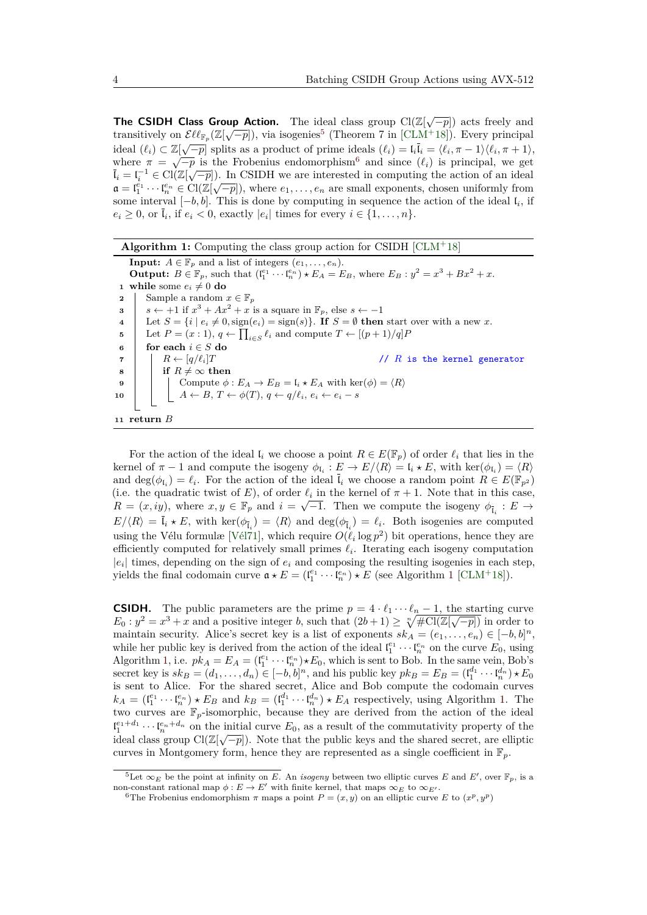**The CSIDH Class Group Action.** The ideal class group $\mathrm{Cl}(\mathbb{Z}[\sqrt{-p}])$ acts freely and transitively on $\mathcal{E}\ell\ell_{\mathbb{F}_p}(\mathbb{Z}[\sqrt{-p}])$, via isogenies[5] (Theorem 7 in [CLM+18]). Every principal ideal $(\ell_i) \subset \mathbb{Z}[\sqrt{-p}]$ splits as a product of prime ideals $(\ell_i) = \mathfrak{l}_i\bar{\mathfrak{l}}_i = \langle \ell_i, \pi - 1\rangle\langle \ell_i, \pi + 1\rangle$, where $\pi = \sqrt{-p}$ is the Frobenius endomorphism[6] and since $(\ell_i)$ is principal, we get $\bar{\mathfrak{l}}_i = \mathfrak{l}_i^{-1} \in \mathrm{Cl}(\mathbb{Z}[\sqrt{-p}])$. In CSIDH we are interested in computing the action of an ideal $\mathfrak{a} = \mathfrak{l}_1^{e_1} \cdots \mathfrak{l}_n^{e_n} \in \mathrm{Cl}(\mathbb{Z}[\sqrt{-p}])$, where $e_1, \ldots, e_n$ are small exponents, chosen uniformly from some interval $[-b, b]$. This is done by computing in sequence the action of the ideal $\mathfrak{l}_i$, if $e_i \geq 0$, or $\bar{\mathfrak{l}}_i$, if $e_i < 0$, exactly $|e_i|$ times for every $i \in \{1, \ldots, n\}$.

**Algorithm 1:** Computing the class group action for CSIDH [CLM+18]

```
Input: A ∈ F_p and a list of integers (e_1, ..., e_n).
Output: B ∈ F_p, such that (l_1^{e_1} ··· l_n^{e_n}) ⋆ E_A = E_B, where E_B : y^2 = x^3 + Bx^2 + x.
1  while some e_i ≠ 0 do
2      Sample a random x ∈ F_p
3      s ← +1 if x^3 + Ax^2 + x is a square in F_p, else s ← −1
4      Let S = {i | e_i ≠ 0, sign(e_i) = sign(s)}. If S = ∅ then start over with a new x.
5      Let P = (x : 1), q ← ∏_{i∈S} ℓ_i and compute T ← [(p+1)/q]P
6      for each i ∈ S do
7          R ← [q/ℓ_i]T                                  // R is the kernel generator
8          if R ≠ ∞ then
9              Compute φ : E_A → E_B = l_i ⋆ E_A with ker(φ) = ⟨R⟩
10             A ← B, T ← φ(T), q ← q/ℓ_i, e_i ← e_i − s
11 return B
```

For the action of the ideal $\mathfrak{l}_i$ we choose a point $R \in E(\mathbb{F}_p)$ of order $\ell_i$ that lies in the kernel of $\pi - 1$ and compute the isogeny $\phi_{\mathfrak{l}_i} : E \to E/\langle R\rangle = \mathfrak{l}_i \star E$, with $\ker(\phi_{\mathfrak{l}_i}) = \langle R\rangle$ and $\deg(\phi_{\mathfrak{l}_i}) = \ell_i$. For the action of the ideal $\bar{\mathfrak{l}}_i$ we choose a random point $R \in E(\mathbb{F}_{p^2})$ (i.e. the quadratic twist of $E$), of order $\ell_i$ in the kernel of $\pi + 1$. Note that in this case, $R = (x, iy)$, where $x, y \in \mathbb{F}_p$ and $i = \sqrt{-1}$. Then we compute the isogeny $\phi_{\bar{\mathfrak{l}}_i} : E \to E/\langle R\rangle = \bar{\mathfrak{l}}_i \star E$, with $\ker(\phi_{\bar{\mathfrak{l}}_i}) = \langle R\rangle$ and $\deg(\phi_{\bar{\mathfrak{l}}_i}) = \ell_i$. Both isogenies are computed using the Vélu formulæ [Vél71], which require $O(\ell_i \log p^2)$ bit operations, hence they are efficiently computed for relatively small primes $\ell_i$. Iterating each isogeny computation $|e_i|$ times, depending on the sign of $e_i$ and composing the resulting isogenies in each step, yields the final codomain curve $\mathfrak{a} \star E = (\mathfrak{l}_1^{e_1} \cdots \mathfrak{l}_n^{e_n}) \star E$ (see Algorithm 1 [CLM+18]).

**CSIDH.** The public parameters are the prime $p = 4 \cdot \ell_1 \cdots \ell_n - 1$, the starting curve $E_0 : y^2 = x^3 + x$ and a positive integer $b$, such that $(2b+1) \geq \sqrt[n]{\#\mathrm{Cl}(\mathbb{Z}[\sqrt{-p}])}$ in order to maintain security. Alice's secret key is a list of exponents $sk_A = (e_1, \ldots, e_n) \in [-b, b]^n$, while her public key is derived from the action of the ideal $\mathfrak{l}_1^{e_1} \cdots \mathfrak{l}_n^{e_n}$ on the curve $E_0$, using Algorithm 1, i.e. $pk_A = E_A = (\mathfrak{l}_1^{e_1} \cdots \mathfrak{l}_n^{e_n}) \star E_0$, which is sent to Bob. In the same vein, Bob's secret key is $sk_B = (d_1, \ldots, d_n) \in [-b, b]^n$, and his public key $pk_B = E_B = (\mathfrak{l}_1^{d_1} \cdots \mathfrak{l}_n^{d_n}) \star E_0$ is sent to Alice. For the shared secret, Alice and Bob compute the codomain curves $k_A = (\mathfrak{l}_1^{e_1} \cdots \mathfrak{l}_n^{e_n}) \star E_B$ and $k_B = (\mathfrak{l}_1^{d_1} \cdots \mathfrak{l}_n^{d_n}) \star E_A$ respectively, using Algorithm 1. The two curves are $\mathbb{F}_p$-isomorphic, because they are derived from the action of the ideal $\mathfrak{l}_1^{e_1+d_1} \cdots \mathfrak{l}_n^{e_n+d_n}$ on the initial curve $E_0$, as a result of the commutativity property of the ideal class group $\mathrm{Cl}(\mathbb{Z}[\sqrt{-p}])$. Note that the public keys and the shared secret, are elliptic curves in Montgomery form, hence they are represented as a single coefficient in $\mathbb{F}_p$.

[5] Let $\infty_E$ be the point at infinity on $E$. An *isogeny* between two elliptic curves $E$ and $E'$, over $\mathbb{F}_p$, is a non-constant rational map $\phi : E \to E'$ with finite kernel, that maps $\infty_E$ to $\infty_{E'}$.

[6] The Frobenius endomorphism $\pi$ maps a point $P = (x, y)$ on an elliptic curve $E$ to $(x^p, y^p)$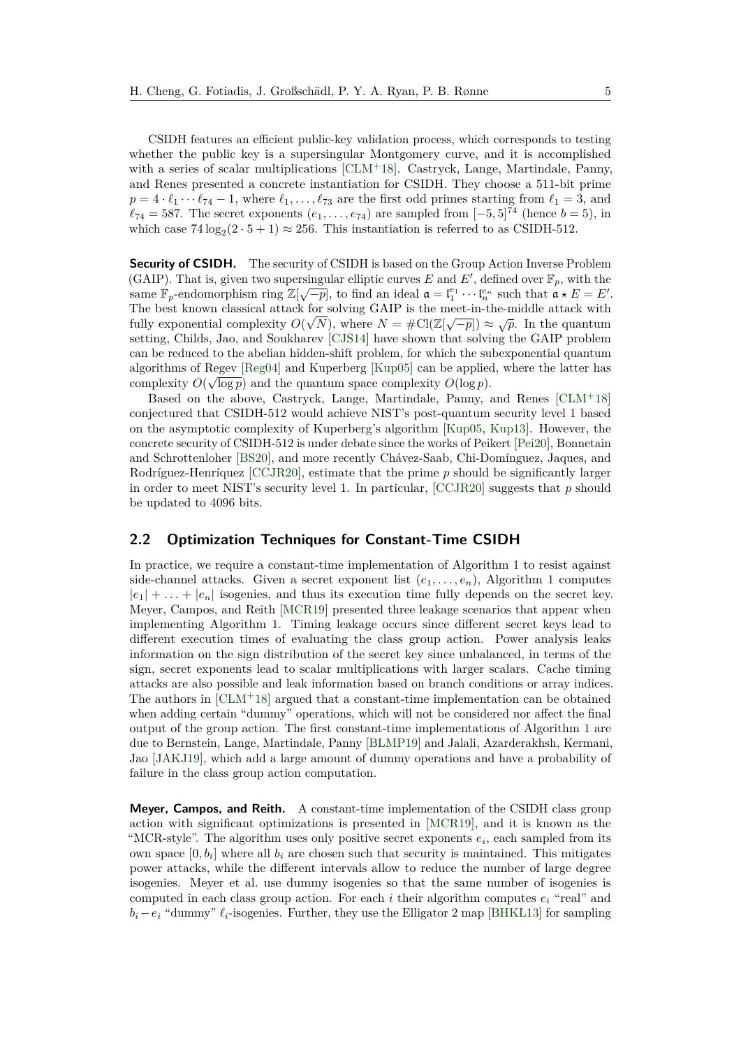CSIDH features an efficient public-key validation process, which corresponds to testing whether the public key is a supersingular Montgomery curve, and it is accomplished with a series of scalar multiplications [CLM+18]. Castryck, Lange, Martindale, Panny, and Renes presented a concrete instantiation for CSIDH. They choose a 511-bit prime $p = 4 \cdot \ell_1 \cdots \ell_{74} - 1$, where $\ell_1, \ldots, \ell_{73}$ are the first odd primes starting from $\ell_1 = 3$, and $\ell_{74} = 587$. The secret exponents $(e_1, \ldots, e_{74})$ are sampled from $[-5, 5]^{74}$ (hence $b = 5$), in which case $74 \log_2(2 \cdot 5 + 1) \approx 256$. This instantiation is referred to as CSIDH-512.

**Security of CSIDH.** The security of CSIDH is based on the Group Action Inverse Problem (GAIP). That is, given two supersingular elliptic curves $E$ and $E'$, defined over $\mathbb{F}_p$, with the same $\mathbb{F}_p$-endomorphism ring $\mathbb{Z}[\sqrt{-p}]$, to find an ideal $\mathfrak{a} = \mathfrak{l}_1^{e_1} \cdots \mathfrak{l}_n^{e_n}$ such that $\mathfrak{a} \star E = E'$. The best known classical attack for solving GAIP is the meet-in-the-middle attack with fully exponential complexity $O(\sqrt{N})$, where $N = \#\mathrm{Cl}(\mathbb{Z}[\sqrt{-p}]) \approx \sqrt{p}$. In the quantum setting, Childs, Jao, and Soukharev [CJS14] have shown that solving the GAIP problem can be reduced to the abelian hidden-shift problem, for which the subexponential quantum algorithms of Regev [Reg04] and Kuperberg [Kup05] can be applied, where the latter has complexity $O(\sqrt{\log p})$ and the quantum space complexity $O(\log p)$.

Based on the above, Castryck, Lange, Martindale, Panny, and Renes [CLM+18] conjectured that CSIDH-512 would achieve NIST's post-quantum security level 1 based on the asymptotic complexity of Kuperberg's algorithm [Kup05, Kup13]. However, the concrete security of CSIDH-512 is under debate since the works of Peikert [Pei20], Bonnetain and Schrottenloher [BS20], and more recently Chávez-Saab, Chi-Domínguez, Jaques, and Rodríguez-Henríquez [CCJR20], estimate that the prime $p$ should be significantly larger in order to meet NIST's security level 1. In particular, [CCJR20] suggests that $p$ should be updated to 4096 bits.

## 2.2 Optimization Techniques for Constant-Time CSIDH

In practice, we require a constant-time implementation of Algorithm 1 to resist against side-channel attacks. Given a secret exponent list $(e_1, \ldots, e_n)$, Algorithm 1 computes $|e_1| + \ldots + |e_n|$ isogenies, and thus its execution time fully depends on the secret key. Meyer, Campos, and Reith [MCR19] presented three leakage scenarios that appear when implementing Algorithm 1. Timing leakage occurs since different secret keys lead to different execution times of evaluating the class group action. Power analysis leaks information on the sign distribution of the secret key since unbalanced, in terms of the sign, secret exponents lead to scalar multiplications with larger scalars. Cache timing attacks are also possible and leak information based on branch conditions or array indices. The authors in [CLM+18] argued that a constant-time implementation can be obtained when adding certain "dummy" operations, which will not be considered nor affect the final output of the group action. The first constant-time implementations of Algorithm 1 are due to Bernstein, Lange, Martindale, Panny [BLMP19] and Jalali, Azarderakhsh, Kermani, Jao [JAKJ19], which add a large amount of dummy operations and have a probability of failure in the class group action computation.

**Meyer, Campos, and Reith.** A constant-time implementation of the CSIDH class group action with significant optimizations is presented in [MCR19], and it is known as the "MCR-style". The algorithm uses only positive secret exponents $e_i$, each sampled from its own space $[0, b_i]$ where all $b_i$ are chosen such that security is maintained. This mitigates power attacks, while the different intervals allow to reduce the number of large degree isogenies. Meyer et al. use dummy isogenies so that the same number of isogenies is computed in each class group action. For each $i$ their algorithm computes $e_i$ "real" and $b_i - e_i$ "dummy" $\ell_i$-isogenies. Further, they use the Elligator 2 map [BHKL13] for sampling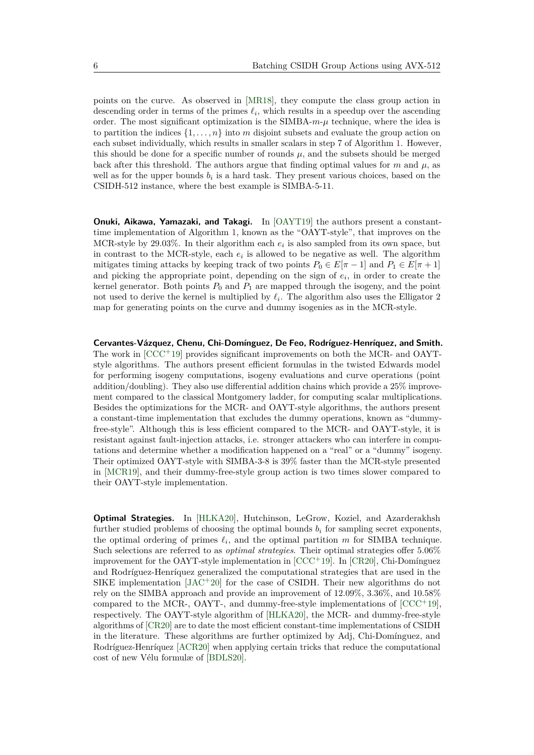points on the curve. As observed in [MR18], they compute the class group action in descending order in terms of the primes $\ell_i$, which results in a speedup over the ascending order. The most significant optimization is the SIMBA-$m$-$\mu$ technique, where the idea is to partition the indices $\{1, \ldots, n\}$ into $m$ disjoint subsets and evaluate the group action on each subset individually, which results in smaller scalars in step 7 of Algorithm 1. However, this should be done for a specific number of rounds $\mu$, and the subsets should be merged back after this threshold. The authors argue that finding optimal values for $m$ and $\mu$, as well as for the upper bounds $b_i$ is a hard task. They present various choices, based on the CSIDH-512 instance, where the best example is SIMBA-5-11.

**Onuki, Aikawa, Yamazaki, and Takagi.** In [OAYT19] the authors present a constant-time implementation of Algorithm 1, known as the "OAYT-style", that improves on the MCR-style by 29.03%. In their algorithm each $e_i$ is also sampled from its own space, but in contrast to the MCR-style, each $e_i$ is allowed to be negative as well. The algorithm mitigates timing attacks by keeping track of two points $P_0 \in E[\pi - 1]$ and $P_1 \in E[\pi + 1]$ and picking the appropriate point, depending on the sign of $e_i$, in order to create the kernel generator. Both points $P_0$ and $P_1$ are mapped through the isogeny, and the point not used to derive the kernel is multiplied by $\ell_i$. The algorithm also uses the Elligator 2 map for generating points on the curve and dummy isogenies as in the MCR-style.

**Cervantes-Vázquez, Chenu, Chi-Domínguez, De Feo, Rodríguez-Henríquez, and Smith.** The work in [CCC+19] provides significant improvements on both the MCR- and OAYT-style algorithms. The authors present efficient formulas in the twisted Edwards model for performing isogeny computations, isogeny evaluations and curve operations (point addition/doubling). They also use differential addition chains which provide a 25% improvement compared to the classical Montgomery ladder, for computing scalar multiplications. Besides the optimizations for the MCR- and OAYT-style algorithms, the authors present a constant-time implementation that excludes the dummy operations, known as "dummy-free-style". Although this is less efficient compared to the MCR- and OAYT-style, it is resistant against fault-injection attacks, i.e. stronger attackers who can interfere in computations and determine whether a modification happened on a "real" or a "dummy" isogeny. Their optimized OAYT-style with SIMBA-3-8 is 39% faster than the MCR-style presented in [MCR19], and their dummy-free-style group action is two times slower compared to their OAYT-style implementation.

**Optimal Strategies.** In [HLKA20], Hutchinson, LeGrow, Koziel, and Azarderakhsh further studied problems of choosing the optimal bounds $b_i$ for sampling secret exponents, the optimal ordering of primes $\ell_i$, and the optimal partition $m$ for SIMBA technique. Such selections are referred to as *optimal strategies*. Their optimal strategies offer 5.06% improvement for the OAYT-style implementation in [CCC+19]. In [CR20], Chi-Domínguez and Rodríguez-Henríquez generalized the computational strategies that are used in the SIKE implementation [JAC+20] for the case of CSIDH. Their new algorithms do not rely on the SIMBA approach and provide an improvement of 12.09%, 3.36%, and 10.58% compared to the MCR-, OAYT-, and dummy-free-style implementations of [CCC+19], respectively. The OAYT-style algorithm of [HLKA20], the MCR- and dummy-free-style algorithms of [CR20] are to date the most efficient constant-time implementations of CSIDH in the literature. These algorithms are further optimized by Adj, Chi-Domínguez, and Rodríguez-Henríquez [ACR20] when applying certain tricks that reduce the computational cost of new Vélu formulæ of [BDLS20].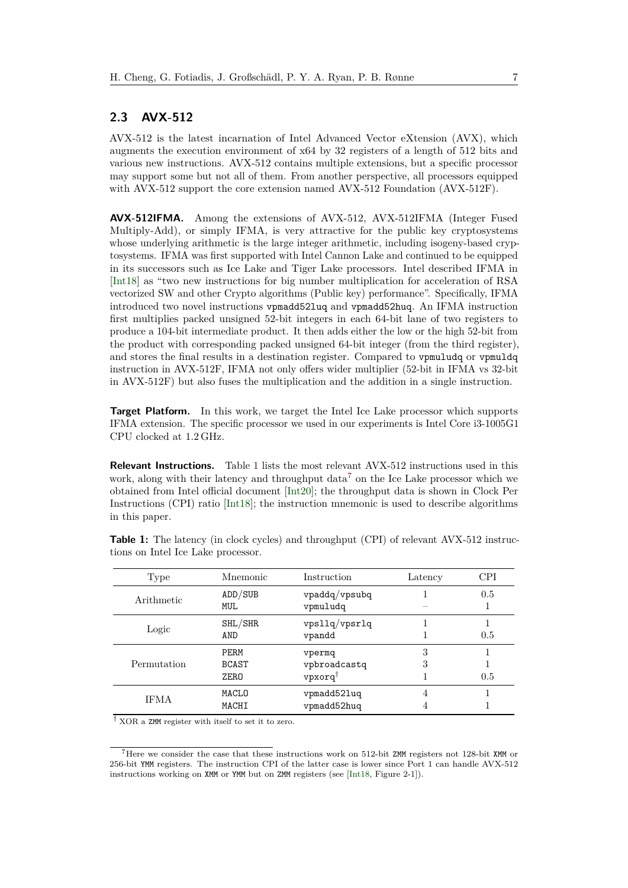## 2.3 AVX-512

AVX-512 is the latest incarnation of Intel Advanced Vector eXtension (AVX), which augments the execution environment of x64 by 32 registers of a length of 512 bits and various new instructions. AVX-512 contains multiple extensions, but a specific processor may support some but not all of them. From another perspective, all processors equipped with AVX-512 support the core extension named AVX-512 Foundation (AVX-512F).

**AVX-512IFMA.** Among the extensions of AVX-512, AVX-512IFMA (Integer Fused Multiply-Add), or simply IFMA, is very attractive for the public key cryptosystems whose underlying arithmetic is the large integer arithmetic, including isogeny-based cryptosystems. IFMA was first supported with Intel Cannon Lake and continued to be equipped in its successors such as Ice Lake and Tiger Lake processors. Intel described IFMA in [Int18] as "two new instructions for big number multiplication for acceleration of RSA vectorized SW and other Crypto algorithms (Public key) performance". Specifically, IFMA introduced two novel instructions `vpmadd52luq` and `vpmadd52huq`. An IFMA instruction first multiplies packed unsigned 52-bit integers in each 64-bit lane of two registers to produce a 104-bit intermediate product. It then adds either the low or the high 52-bit from the product with corresponding packed unsigned 64-bit integer (from the third register), and stores the final results in a destination register. Compared to `vpmuludq` or `vpmuldq` instruction in AVX-512F, IFMA not only offers wider multiplier (52-bit in IFMA vs 32-bit in AVX-512F) but also fuses the multiplication and the addition in a single instruction.

**Target Platform.** In this work, we target the Intel Ice Lake processor which supports IFMA extension. The specific processor we used in our experiments is Intel Core i3-1005G1 CPU clocked at 1.2 GHz.

**Relevant Instructions.** Table 1 lists the most relevant AVX-512 instructions used in this work, along with their latency and throughput data[7] on the Ice Lake processor which we obtained from Intel official document [Int20]; the throughput data is shown in Clock Per Instructions (CPI) ratio [Int18]; the instruction mnemonic is used to describe algorithms in this paper.

**Table 1:** The latency (in clock cycles) and throughput (CPI) of relevant AVX-512 instructions on Intel Ice Lake processor.

| Type | Mnemonic | Instruction | Latency | CPI |
|---|---|---|---|---|
| Arithmetic | ADD/SUB | vpaddq/vpsubq | 1 | 0.5 |
| | MUL | vpmuludq | – | 1 |
| Logic | SHL/SHR | vpsllq/vpsrlq | 1 | 1 |
| | AND | vpandd | 1 | 0.5 |
| Permutation | PERM | vpermq | 3 | 1 |
| | BCAST | vpbroadcastq | 3 | 1 |
| | ZERO | vpxorq[†] | 1 | 0.5 |
| IFMA | MACLO | vpmadd52luq | 4 | 1 |
| | MACHI | vpmadd52huq | 4 | 1 |

[†] XOR a ZMM register with itself to set it to zero.

[7] Here we consider the case that these instructions work on 512-bit ZMM registers not 128-bit XMM or 256-bit YMM registers. The instruction CPI of the latter case is lower since Port 1 can handle AVX-512 instructions working on XMM or YMM but on ZMM registers (see [Int18, Figure 2-1]).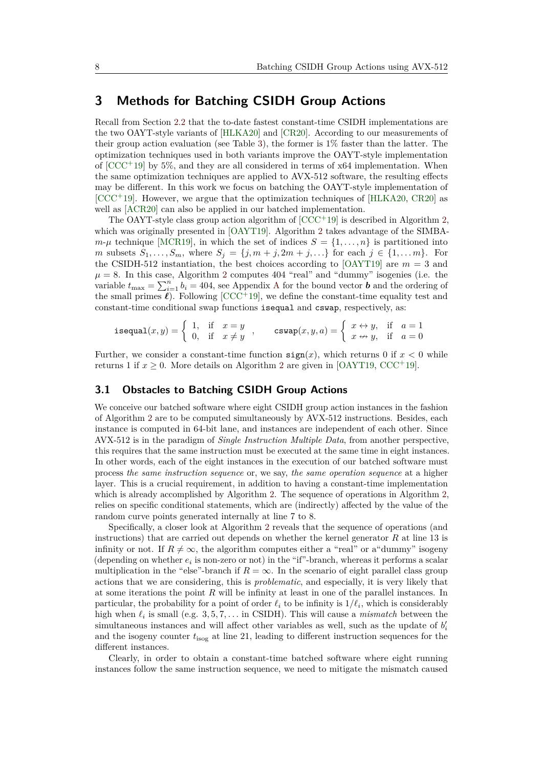# 3 Methods for Batching CSIDH Group Actions

Recall from Section 2.2 that the to-date fastest constant-time CSIDH implementations are the two OAYT-style variants of [HLKA20] and [CR20]. According to our measurements of their group action evaluation (see Table 3), the former is 1% faster than the latter. The optimization techniques used in both variants improve the OAYT-style implementation of [CCC+19] by 5%, and they are all considered in terms of x64 implementation. When the same optimization techniques are applied to AVX-512 software, the resulting effects may be different. In this work we focus on batching the OAYT-style implementation of [CCC+19]. However, we argue that the optimization techniques of [HLKA20, CR20] as well as [ACR20] can also be applied in our batched implementation.

The OAYT-style class group action algorithm of [CCC+19] is described in Algorithm 2, which was originally presented in [OAYT19]. Algorithm 2 takes advantage of the SIMBA-$m$-$\mu$ technique [MCR19], in which the set of indices $S = \{1, \ldots, n\}$ is partitioned into $m$ subsets $S_1, \ldots, S_m$, where $S_j = \{j, m+j, 2m+j, \ldots\}$ for each $j \in \{1, \ldots m\}$. For the CSIDH-512 instantiation, the best choices according to [OAYT19] are $m = 3$ and $\mu = 8$. In this case, Algorithm 2 computes 404 "real" and "dummy" isogenies (i.e. the variable $t_{\max} = \sum_{i=1}^{n} b_i = 404$, see Appendix A for the bound vector $\boldsymbol{b}$ and the ordering of the small primes $\boldsymbol{\ell}$). Following [CCC+19], we define the constant-time equality test and constant-time conditional swap functions `isequal` and `cswap`, respectively, as:

$$\texttt{isequal}(x, y) = \begin{cases} 1, & \text{if} \quad x = y \\ 0, & \text{if} \quad x \neq y \end{cases}, \qquad \texttt{cswap}(x, y, a) = \begin{cases} x \leftrightarrow y, & \text{if} \quad a = 1 \\ x \nleftrightarrow y, & \text{if} \quad a = 0 \end{cases}$$

Further, we consider a constant-time function $\texttt{sign}(x)$, which returns 0 if $x < 0$ while returns 1 if $x \geq 0$. More details on Algorithm 2 are given in [OAYT19, CCC+19].

## 3.1 Obstacles to Batching CSIDH Group Actions

We conceive our batched software where eight CSIDH group action instances in the fashion of Algorithm 2 are to be computed simultaneously by AVX-512 instructions. Besides, each instance is computed in 64-bit lane, and instances are independent of each other. Since AVX-512 is in the paradigm of *Single Instruction Multiple Data*, from another perspective, this requires that the same instruction must be executed at the same time in eight instances. In other words, each of the eight instances in the execution of our batched software must process *the same instruction sequence* or, we say, *the same operation sequence* at a higher layer. This is a crucial requirement, in addition to having a constant-time implementation which is already accomplished by Algorithm 2. The sequence of operations in Algorithm 2, relies on specific conditional statements, which are (indirectly) affected by the value of the random curve points generated internally at line 7 to 8.

Specifically, a closer look at Algorithm 2 reveals that the sequence of operations (and instructions) that are carried out depends on whether the kernel generator $R$ at line 13 is infinity or not. If $R \neq \infty$, the algorithm computes either a "real" or a"dummy" isogeny (depending on whether $e_i$ is non-zero or not) in the "if"-branch, whereas it performs a scalar multiplication in the "else"-branch if $R = \infty$. In the scenario of eight parallel class group actions that we are considering, this is *problematic*, and especially, it is very likely that at some iterations the point $R$ will be infinity at least in one of the parallel instances. In particular, the probability for a point of order $\ell_i$ to be infinity is $1/\ell_i$, which is considerably high when $\ell_i$ is small (e.g. $3, 5, 7, \ldots$ in CSIDH). This will cause a *mismatch* between the simultaneous instances and will affect other variables as well, such as the update of $b'_i$ and the isogeny counter $t_{\text{isog}}$ at line 21, leading to different instruction sequences for the different instances.

Clearly, in order to obtain a constant-time batched software where eight running instances follow the same instruction sequence, we need to mitigate the mismatch caused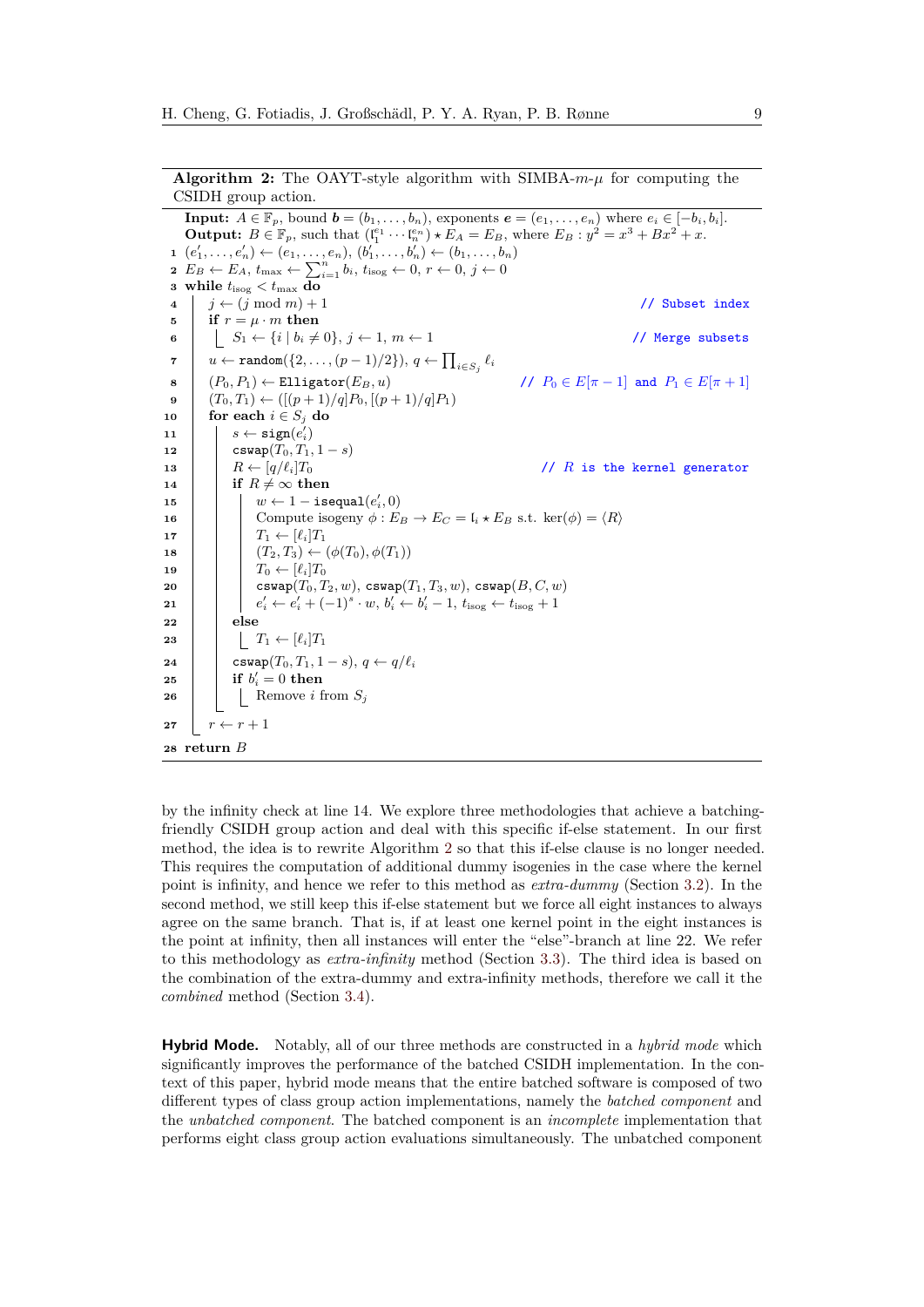**Algorithm 2:** The OAYT-style algorithm with SIMBA-$m$-$\mu$ for computing the CSIDH group action.

```
   Input: A ∈ F_p, bound b = (b_1, ..., b_n), exponents e = (e_1, ..., e_n) where e_i ∈ [−b_i, b_i].
   Output: B ∈ F_p, such that (l_1^{e_1} ··· l_n^{e_n}) ⋆ E_A = E_B, where E_B : y^2 = x^3 + Bx^2 + x.
 1 (e'_1, ..., e'_n) ← (e_1, ..., e_n), (b'_1, ..., b'_n) ← (b_1, ..., b_n)
 2 E_B ← E_A, t_max ← Σ_{i=1}^{n} b_i, t_isog ← 0, r ← 0, j ← 0
 3 while t_isog < t_max do
 4     j ← (j mod m) + 1                                         // Subset index
 5     if r = μ · m then
 6         S_1 ← {i | b_i ≠ 0}, j ← 1, m ← 1                     // Merge subsets
 7     u ← random({2, ..., (p − 1)/2}), q ← Π_{i∈S_j} ℓ_i
 8     (P_0, P_1) ← Elligator(E_B, u)                 // P_0 ∈ E[π − 1] and P_1 ∈ E[π + 1]
 9     (T_0, T_1) ← ([(p + 1)/q]P_0, [(p + 1)/q]P_1)
10     for each i ∈ S_j do
11         s ← sign(e'_i)
12         cswap(T_0, T_1, 1 − s)
13         R ← [q/ℓ_i]T_0                                    // R is the kernel generator
14         if R ≠ ∞ then
15             w ← 1 − isequal(e'_i, 0)
16             Compute isogeny φ : E_B → E_C = l_i ⋆ E_B s.t. ker(φ) = ⟨R⟩
17             T_1 ← [ℓ_i]T_1
18             (T_2, T_3) ← (φ(T_0), φ(T_1))
19             T_0 ← [ℓ_i]T_0
20             cswap(T_0, T_2, w), cswap(T_1, T_3, w), cswap(B, C, w)
21             e'_i ← e'_i + (−1)^s · w, b'_i ← b'_i − 1, t_isog ← t_isog + 1
22         else
23             T_1 ← [ℓ_i]T_1
24         cswap(T_0, T_1, 1 − s), q ← q/ℓ_i
25         if b'_i = 0 then
26             Remove i from S_j
27     r ← r + 1
28 return B
```

by the infinity check at line 14. We explore three methodologies that achieve a batching-friendly CSIDH group action and deal with this specific if-else statement. In our first method, the idea is to rewrite Algorithm 2 so that this if-else clause is no longer needed. This requires the computation of additional dummy isogenies in the case where the kernel point is infinity, and hence we refer to this method as *extra-dummy* (Section 3.2). In the second method, we still keep this if-else statement but we force all eight instances to always agree on the same branch. That is, if at least one kernel point in the eight instances is the point at infinity, then all instances will enter the "else"-branch at line 22. We refer to this methodology as *extra-infinity* method (Section 3.3). The third idea is based on the combination of the extra-dummy and extra-infinity methods, therefore we call it the *combined* method (Section 3.4).

**Hybrid Mode.** Notably, all of our three methods are constructed in a *hybrid mode* which significantly improves the performance of the batched CSIDH implementation. In the context of this paper, hybrid mode means that the entire batched software is composed of two different types of class group action implementations, namely the *batched component* and the *unbatched component*. The batched component is an *incomplete* implementation that performs eight class group action evaluations simultaneously. The unbatched component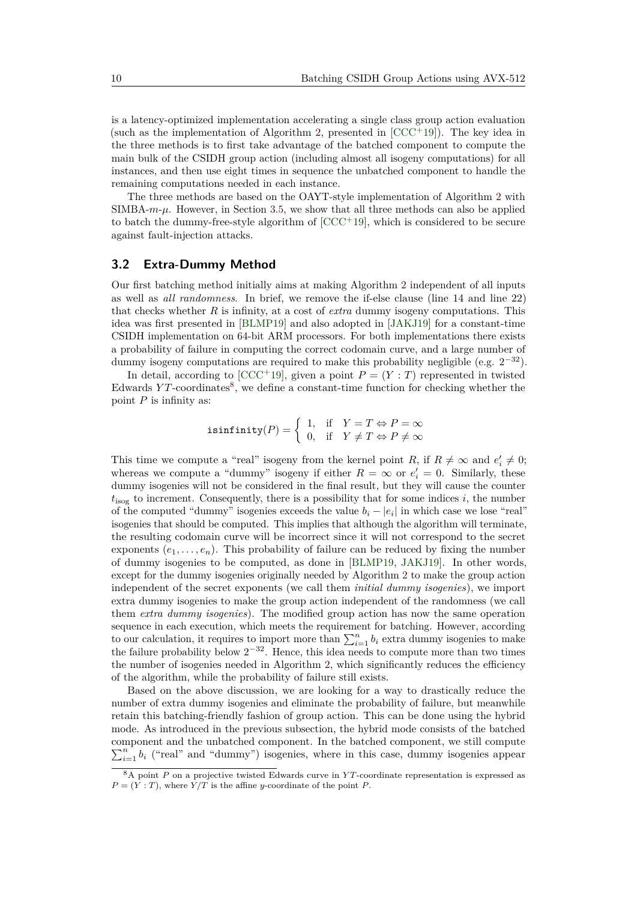is a latency-optimized implementation accelerating a single class group action evaluation (such as the implementation of Algorithm 2, presented in [CCC+19]). The key idea in the three methods is to first take advantage of the batched component to compute the main bulk of the CSIDH group action (including almost all isogeny computations) for all instances, and then use eight times in sequence the unbatched component to handle the remaining computations needed in each instance.

The three methods are based on the OAYT-style implementation of Algorithm 2 with SIMBA-$m$-$\mu$. However, in Section 3.5, we show that all three methods can also be applied to batch the dummy-free-style algorithm of [CCC+19], which is considered to be secure against fault-injection attacks.

## 3.2 Extra-Dummy Method

Our first batching method initially aims at making Algorithm 2 independent of all inputs as well as *all randomness*. In brief, we remove the if-else clause (line 14 and line 22) that checks whether $R$ is infinity, at a cost of *extra* dummy isogeny computations. This idea was first presented in [BLMP19] and also adopted in [JAKJ19] for a constant-time CSIDH implementation on 64-bit ARM processors. For both implementations there exists a probability of failure in computing the correct codomain curve, and a large number of dummy isogeny computations are required to make this probability negligible (e.g. $2^{-32}$).

In detail, according to [CCC+19], given a point $P = (Y : T)$ represented in twisted Edwards $YT$-coordinates[8], we define a constant-time function for checking whether the point $P$ is infinity as:

$$\texttt{isinfinity}(P) = \begin{cases} 1, & \text{if} \quad Y = T \Leftrightarrow P = \infty \\ 0, & \text{if} \quad Y \neq T \Leftrightarrow P \neq \infty \end{cases}$$

This time we compute a "real" isogeny from the kernel point $R$, if $R \neq \infty$ and $e'_i \neq 0$; whereas we compute a "dummy" isogeny if either $R = \infty$ or $e'_i = 0$. Similarly, these dummy isogenies will not be considered in the final result, but they will cause the counter $t_{\text{isog}}$ to increment. Consequently, there is a possibility that for some indices $i$, the number of the computed "dummy" isogenies exceeds the value $b_i - |e_i|$ in which case we lose "real" isogenies that should be computed. This implies that although the algorithm will terminate, the resulting codomain curve will be incorrect since it will not correspond to the secret exponents $(e_1, \ldots, e_n)$. This probability of failure can be reduced by fixing the number of dummy isogenies to be computed, as done in [BLMP19, JAKJ19]. In other words, except for the dummy isogenies originally needed by Algorithm 2 to make the group action independent of the secret exponents (we call them *initial dummy isogenies*), we import extra dummy isogenies to make the group action independent of the randomness (we call them *extra dummy isogenies*). The modified group action has now the same operation sequence in each execution, which meets the requirement for batching. However, according to our calculation, it requires to import more than $\sum_{i=1}^{n} b_i$ extra dummy isogenies to make the failure probability below $2^{-32}$. Hence, this idea needs to compute more than two times the number of isogenies needed in Algorithm 2, which significantly reduces the efficiency of the algorithm, while the probability of failure still exists.

Based on the above discussion, we are looking for a way to drastically reduce the number of extra dummy isogenies and eliminate the probability of failure, but meanwhile retain this batching-friendly fashion of group action. This can be done using the hybrid mode. As introduced in the previous subsection, the hybrid mode consists of the batched component and the unbatched component. In the batched component, we still compute $\sum_{i=1}^{n} b_i$ ("real" and "dummy") isogenies, where in this case, dummy isogenies appear

[8] A point $P$ on a projective twisted Edwards curve in $YT$-coordinate representation is expressed as $P = (Y : T)$, where $Y/T$ is the affine $y$-coordinate of the point $P$.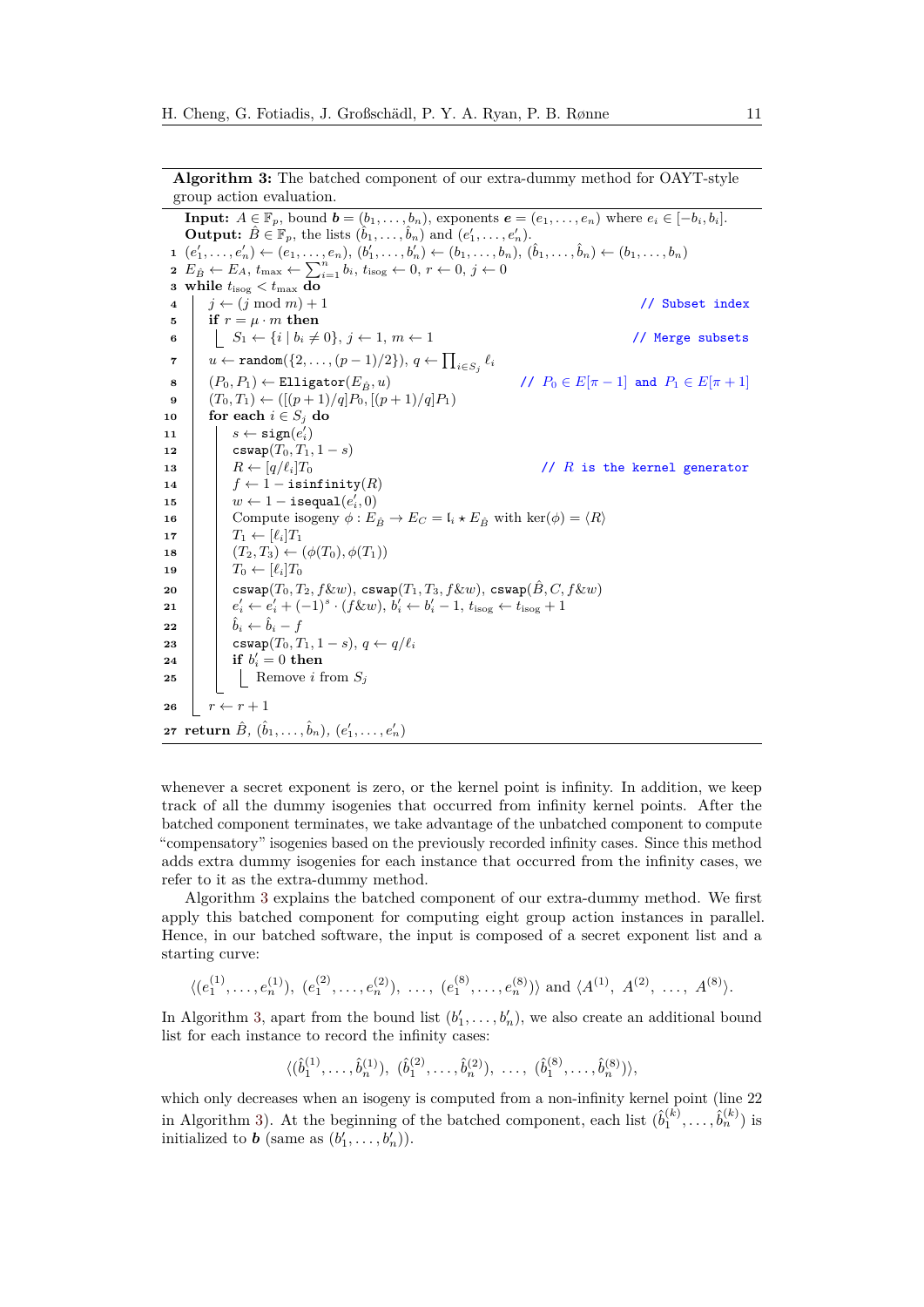**Algorithm 3:** The batched component of our extra-dummy method for OAYT-style group action evaluation.

```
   Input: A ∈ F_p, bound b = (b_1, ..., b_n), exponents e = (e_1, ..., e_n) where e_i ∈ [−b_i, b_i].
   Output: B̂ ∈ F_p, the lists (b̂_1, ..., b̂_n) and (e'_1, ..., e'_n).
 1 (e'_1, ..., e'_n) ← (e_1, ..., e_n), (b'_1, ..., b'_n) ← (b_1, ..., b_n), (b̂_1, ..., b̂_n) ← (b_1, ..., b_n)
 2 E_B̂ ← E_A, t_max ← Σ_{i=1}^{n} b_i, t_isog ← 0, r ← 0, j ← 0
 3 while t_isog < t_max do
 4    j ← (j mod m) + 1                                              // Subset index
 5    if r = μ · m then
 6       S_1 ← {i | b_i ≠ 0}, j ← 1, m ← 1                            // Merge subsets
 7    u ← random({2, ..., (p − 1)/2}), q ← Π_{i∈S_j} ℓ_i
 8    (P_0, P_1) ← Elligator(E_B̂, u)                   // P_0 ∈ E[π − 1] and P_1 ∈ E[π + 1]
 9    (T_0, T_1) ← ([(p + 1)/q]P_0, [(p + 1)/q]P_1)
10    for each i ∈ S_j do
11       s ← sign(e'_i)
12       cswap(T_0, T_1, 1 − s)
13       R ← [q/ℓ_i]T_0                                     // R is the kernel generator
14       f ← 1 − isinfinity(R)
15       w ← 1 − isequal(e'_i, 0)
16       Compute isogeny φ : E_B̂ → E_C = 𝔩_i ⋆ E_B̂ with ker(φ) = ⟨R⟩
17       T_1 ← [ℓ_i]T_1
18       (T_2, T_3) ← (φ(T_0), φ(T_1))
19       T_0 ← [ℓ_i]T_0
20       cswap(T_0, T_2, f&w), cswap(T_1, T_3, f&w), cswap(B̂, C, f&w)
21       e'_i ← e'_i + (−1)^s · (f&w), b'_i ← b'_i − 1, t_isog ← t_isog + 1
22       b̂_i ← b̂_i − f
23       cswap(T_0, T_1, 1 − s), q ← q/ℓ_i
24       if b'_i = 0 then
25          Remove i from S_j
26    r ← r + 1
27 return B̂, (b̂_1, ..., b̂_n), (e'_1, ..., e'_n)
```

whenever a secret exponent is zero, or the kernel point is infinity. In addition, we keep track of all the dummy isogenies that occurred from infinity kernel points. After the batched component terminates, we take advantage of the unbatched component to compute "compensatory" isogenies based on the previously recorded infinity cases. Since this method adds extra dummy isogenies for each instance that occurred from the infinity cases, we refer to it as the extra-dummy method.

Algorithm 3 explains the batched component of our extra-dummy method. We first apply this batched component for computing eight group action instances in parallel. Hence, in our batched software, the input is composed of a secret exponent list and a starting curve:

$$\langle (e_1^{(1)}, \ldots, e_n^{(1)}),\ (e_1^{(2)}, \ldots, e_n^{(2)}),\ \ldots,\ (e_1^{(8)}, \ldots, e_n^{(8)}) \rangle \text{ and } \langle A^{(1)},\ A^{(2)},\ \ldots,\ A^{(8)} \rangle.$$

In Algorithm 3, apart from the bound list $(b'_1, \ldots, b'_n)$, we also create an additional bound list for each instance to record the infinity cases:

$$\langle (\hat{b}_1^{(1)}, \ldots, \hat{b}_n^{(1)}),\ (\hat{b}_1^{(2)}, \ldots, \hat{b}_n^{(2)}),\ \ldots,\ (\hat{b}_1^{(8)}, \ldots, \hat{b}_n^{(8)}) \rangle,$$

which only decreases when an isogeny is computed from a non-infinity kernel point (line 22 in Algorithm 3). At the beginning of the batched component, each list $(\hat{b}_1^{(k)}, \ldots, \hat{b}_n^{(k)})$ is initialized to $\boldsymbol{b}$ (same as $(b'_1, \ldots, b'_n)$).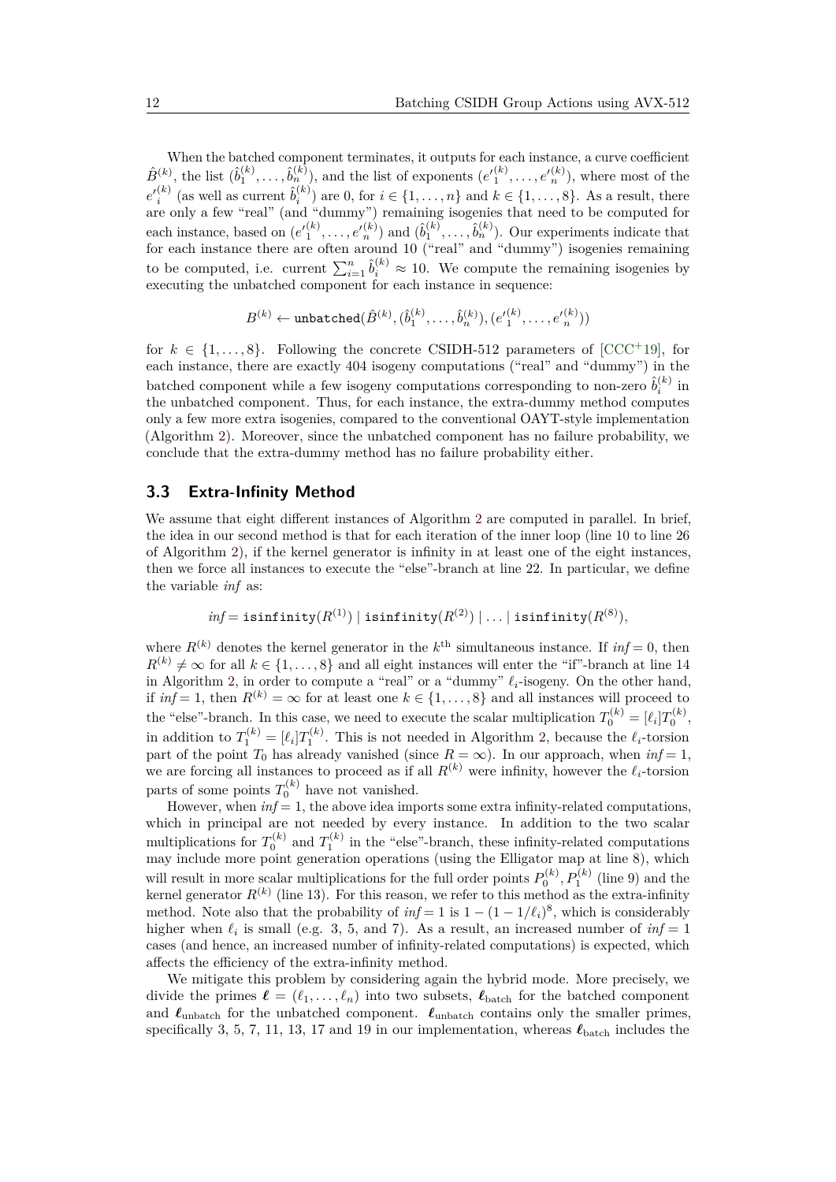When the batched component terminates, it outputs for each instance, a curve coefficient $\hat{B}^{(k)}$, the list $(\hat{b}_1^{(k)}, \ldots, \hat{b}_n^{(k)})$, and the list of exponents $({e'}_1^{(k)}, \ldots, {e'}_n^{(k)})$, where most of the ${e'}_i^{(k)}$ (as well as current $\hat{b}_i^{(k)}$) are 0, for $i \in \{1, \ldots, n\}$ and $k \in \{1, \ldots, 8\}$. As a result, there are only a few "real" (and "dummy") remaining isogenies that need to be computed for each instance, based on $({e'}_1^{(k)}, \ldots, {e'}_n^{(k)})$ and $(\hat{b}_1^{(k)}, \ldots, \hat{b}_n^{(k)})$. Our experiments indicate that for each instance there are often around 10 ("real" and "dummy") isogenies remaining to be computed, i.e. current $\sum_{i=1}^{n} \hat{b}_i^{(k)} \approx 10$. We compute the remaining isogenies by executing the unbatched component for each instance in sequence:

$$B^{(k)} \leftarrow \texttt{unbatched}(\hat{B}^{(k)}, (\hat{b}_1^{(k)}, \ldots, \hat{b}_n^{(k)}), ({e'}_1^{(k)}, \ldots, {e'}_n^{(k)}))$$

for $k \in \{1, \ldots, 8\}$. Following the concrete CSIDH-512 parameters of [CCC+19], for each instance, there are exactly 404 isogeny computations ("real" and "dummy") in the batched component while a few isogeny computations corresponding to non-zero $\hat{b}_i^{(k)}$ in the unbatched component. Thus, for each instance, the extra-dummy method computes only a few more extra isogenies, compared to the conventional OAYT-style implementation (Algorithm 2). Moreover, since the unbatched component has no failure probability, we conclude that the extra-dummy method has no failure probability either.

### 3.3 Extra-Infinity Method

We assume that eight different instances of Algorithm 2 are computed in parallel. In brief, the idea in our second method is that for each iteration of the inner loop (line 10 to line 26 of Algorithm 2), if the kernel generator is infinity in at least one of the eight instances, then we force all instances to execute the "else"-branch at line 22. In particular, we define the variable *inf* as:

$$inf = \texttt{isinfinity}(R^{(1)}) \mid \texttt{isinfinity}(R^{(2)}) \mid \ldots \mid \texttt{isinfinity}(R^{(8)}),$$

where $R^{(k)}$ denotes the kernel generator in the $k^{\text{th}}$ simultaneous instance. If $inf = 0$, then $R^{(k)} \neq \infty$ for all $k \in \{1, \ldots, 8\}$ and all eight instances will enter the "if"-branch at line 14 in Algorithm 2, in order to compute a "real" or a "dummy" $\ell_i$-isogeny. On the other hand, if $inf = 1$, then $R^{(k)} = \infty$ for at least one $k \in \{1, \ldots, 8\}$ and all instances will proceed to the "else"-branch. In this case, we need to execute the scalar multiplication $T_0^{(k)} = [\ell_i]T_0^{(k)}$, in addition to $T_1^{(k)} = [\ell_i]T_1^{(k)}$. This is not needed in Algorithm 2, because the $\ell_i$-torsion part of the point $T_0$ has already vanished (since $R = \infty$). In our approach, when $inf = 1$, we are forcing all instances to proceed as if all $R^{(k)}$ were infinity, however the $\ell_i$-torsion parts of some points $T_0^{(k)}$ have not vanished.

However, when $inf = 1$, the above idea imports some extra infinity-related computations, which in principal are not needed by every instance. In addition to the two scalar multiplications for $T_0^{(k)}$ and $T_1^{(k)}$ in the "else"-branch, these infinity-related computations may include more point generation operations (using the Elligator map at line 8), which will result in more scalar multiplications for the full order points $P_0^{(k)}, P_1^{(k)}$ (line 9) and the kernel generator $R^{(k)}$ (line 13). For this reason, we refer to this method as the extra-infinity method. Note also that the probability of $inf = 1$ is $1 - (1 - 1/\ell_i)^8$, which is considerably higher when $\ell_i$ is small (e.g. 3, 5, and 7). As a result, an increased number of $inf = 1$ cases (and hence, an increased number of infinity-related computations) is expected, which affects the efficiency of the extra-infinity method.

We mitigate this problem by considering again the hybrid mode. More precisely, we divide the primes $\boldsymbol{\ell} = (\ell_1, \ldots, \ell_n)$ into two subsets, $\boldsymbol{\ell}_{\text{batch}}$ for the batched component and $\boldsymbol{\ell}_{\text{unbatch}}$ for the unbatched component. $\boldsymbol{\ell}_{\text{unbatch}}$ contains only the smaller primes, specifically 3, 5, 7, 11, 13, 17 and 19 in our implementation, whereas $\boldsymbol{\ell}_{\text{batch}}$ includes the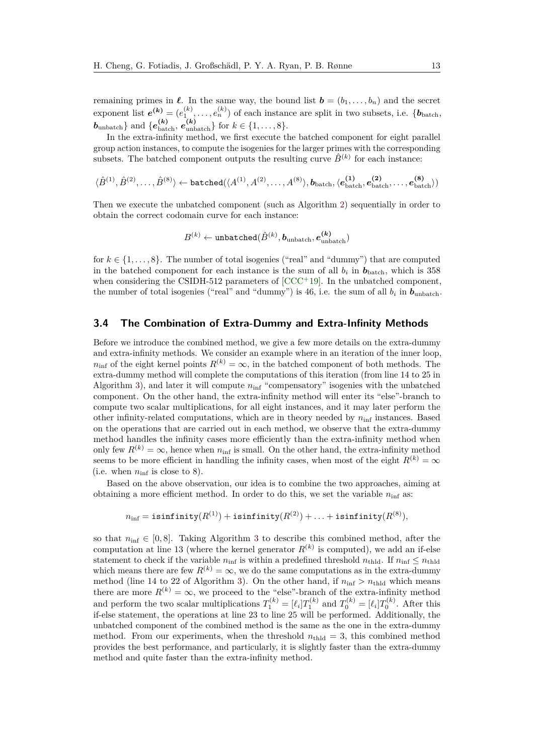remaining primes in $\boldsymbol{\ell}$. In the same way, the bound list $\boldsymbol{b} = (b_1, \ldots, b_n)$ and the secret exponent list $\boldsymbol{e^{(k)}} = (e_1^{(k)}, \ldots, e_n^{(k)})$ of each instance are split in two subsets, i.e. $\{\boldsymbol{b}_{\text{batch}}, \boldsymbol{b}_{\text{unbatch}}\}$ and $\{\boldsymbol{e^{(k)}_{\text{batch}}}, \boldsymbol{e^{(k)}_{\text{unbatch}}}\}$ for $k \in \{1, \ldots, 8\}$.

In the extra-infinity method, we first execute the batched component for eight parallel group action instances, to compute the isogenies for the larger primes with the corresponding subsets. The batched component outputs the resulting curve $\hat{B}^{(k)}$ for each instance:

$$\langle \hat{B}^{(1)}, \hat{B}^{(2)}, \ldots, \hat{B}^{(8)} \rangle \leftarrow \texttt{batched}(\langle A^{(1)}, A^{(2)}, \ldots, A^{(8)} \rangle, \boldsymbol{b}_{\text{batch}}, \langle \boldsymbol{e^{(1)}_{\text{batch}}}, \boldsymbol{e^{(2)}_{\text{batch}}}, \ldots, \boldsymbol{e^{(8)}_{\text{batch}}} \rangle)$$

Then we execute the unbatched component (such as Algorithm 2) sequentially in order to obtain the correct codomain curve for each instance:

$$B^{(k)} \leftarrow \texttt{unbatched}(\hat{B}^{(k)}, \boldsymbol{b}_{\text{unbatch}}, \boldsymbol{e^{(k)}_{\text{unbatch}}})$$

for $k \in \{1, \ldots, 8\}$. The number of total isogenies ("real" and "dummy") that are computed in the batched component for each instance is the sum of all $b_i$ in $\boldsymbol{b}_{\text{batch}}$, which is 358 when considering the CSIDH-512 parameters of [CCC+19]. In the unbatched component, the number of total isogenies ("real" and "dummy") is 46, i.e. the sum of all $b_i$ in $\boldsymbol{b}_{\text{unbatch}}$.

### 3.4 The Combination of Extra-Dummy and Extra-Infinity Methods

Before we introduce the combined method, we give a few more details on the extra-dummy and extra-infinity methods. We consider an example where in an iteration of the inner loop, $n_{\text{inf}}$ of the eight kernel points $R^{(k)} = \infty$, in the batched component of both methods. The extra-dummy method will complete the computations of this iteration (from line 14 to 25 in Algorithm 3), and later it will compute $n_{\text{inf}}$ "compensatory" isogenies with the unbatched component. On the other hand, the extra-infinity method will enter its "else"-branch to compute two scalar multiplications, for all eight instances, and it may later perform the other infinity-related computations, which are in theory needed by $n_{\text{inf}}$ instances. Based on the operations that are carried out in each method, we observe that the extra-dummy method handles the infinity cases more efficiently than the extra-infinity method when only few $R^{(k)} = \infty$, hence when $n_{\text{inf}}$ is small. On the other hand, the extra-infinity method seems to be more efficient in handling the infinity cases, when most of the eight $R^{(k)} = \infty$ (i.e. when $n_{\text{inf}}$ is close to 8).

Based on the above observation, our idea is to combine the two approaches, aiming at obtaining a more efficient method. In order to do this, we set the variable $n_{\text{inf}}$ as:

$$n_{\text{inf}} = \texttt{isinfinity}(R^{(1)}) + \texttt{isinfinity}(R^{(2)}) + \ldots + \texttt{isinfinity}(R^{(8)}),$$

so that $n_{\text{inf}} \in [0, 8]$. Taking Algorithm 3 to describe this combined method, after the computation at line 13 (where the kernel generator $R^{(k)}$ is computed), we add an if-else statement to check if the variable $n_{\text{inf}}$ is within a predefined threshold $n_{\text{thld}}$. If $n_{\text{inf}} \leq n_{\text{thld}}$ which means there are few $R^{(k)} = \infty$, we do the same computations as in the extra-dummy method (line 14 to 22 of Algorithm 3). On the other hand, if $n_{\text{inf}} > n_{\text{thld}}$ which means there are more $R^{(k)} = \infty$, we proceed to the "else"-branch of the extra-infinity method and perform the two scalar multiplications $T_1^{(k)} = [\ell_i] T_1^{(k)}$ and $T_0^{(k)} = [\ell_i] T_0^{(k)}$. After this if-else statement, the operations at line 23 to line 25 will be performed. Additionally, the unbatched component of the combined method is the same as the one in the extra-dummy method. From our experiments, when the threshold $n_{\text{thld}} = 3$, this combined method provides the best performance, and particularly, it is slightly faster than the extra-dummy method and quite faster than the extra-infinity method.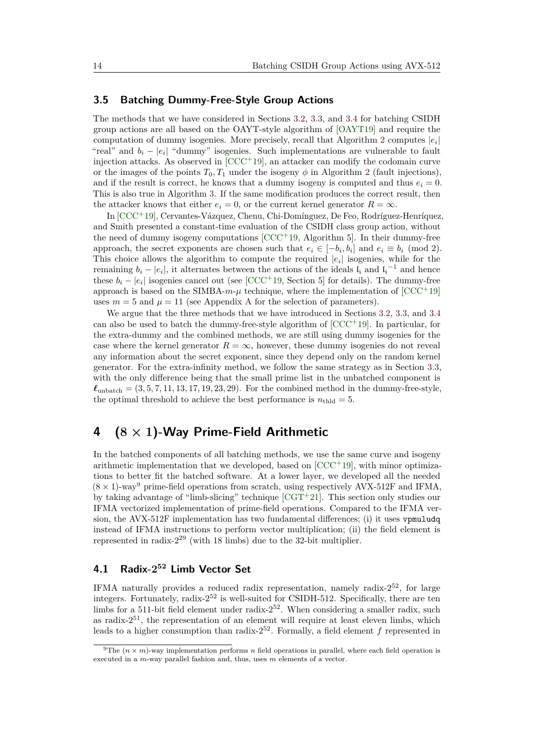### 3.5 Batching Dummy-Free-Style Group Actions

The methods that we have considered in Sections 3.2, 3.3, and 3.4 for batching CSIDH group actions are all based on the OAYT-style algorithm of [OAYT19] and require the computation of dummy isogenies. More precisely, recall that Algorithm 2 computes $|e_i|$ "real" and $b_i - |e_i|$ "dummy" isogenies. Such implementations are vulnerable to fault injection attacks. As observed in [CCC+19], an attacker can modify the codomain curve or the images of the points $T_0, T_1$ under the isogeny $\phi$ in Algorithm 2 (fault injections), and if the result is correct, he knows that a dummy isogeny is computed and thus $e_i = 0$. This is also true in Algorithm 3. If the same modification produces the correct result, then the attacker knows that either $e_i = 0$, or the current kernel generator $R = \infty$.

In [CCC+19], Cervantes-Vázquez, Chenu, Chi-Domínguez, De Feo, Rodríguez-Henríquez, and Smith presented a constant-time evaluation of the CSIDH class group action, without the need of dummy isogeny computations [CCC+19, Algorithm 5]. In their dummy-free approach, the secret exponents are chosen such that $e_i \in [-b_i, b_i]$ and $e_i \equiv b_i \pmod 2$. This choice allows the algorithm to compute the required $|e_i|$ isogenies, while for the remaining $b_i - |e_i|$, it alternates between the actions of the ideals $\mathfrak{l}_i$ and $\mathfrak{l}_i^{-1}$ and hence these $b_i - |e_i|$ isogenies cancel out (see [CCC+19, Section 5] for details). The dummy-free approach is based on the SIMBA-$m$-$\mu$ technique, where the implementation of [CCC+19] uses $m = 5$ and $\mu = 11$ (see Appendix A for the selection of parameters).

We argue that the three methods that we have introduced in Sections 3.2, 3.3, and 3.4 can also be used to batch the dummy-free-style algorithm of [CCC+19]. In particular, for the extra-dummy and the combined methods, we are still using dummy isogenies for the case where the kernel generator $R = \infty$, however, these dummy isogenies do not reveal any information about the secret exponent, since they depend only on the random kernel generator. For the extra-infinity method, we follow the same strategy as in Section 3.3, with the only difference being that the small prime list in the unbatched component is $\boldsymbol{\ell}_{\text{unbatch}} = (3, 5, 7, 11, 13, 17, 19, 23, 29)$. For the combined method in the dummy-free-style, the optimal threshold to achieve the best performance is $n_{\text{thld}} = 5$.

## 4 $(8 \times 1)$-Way Prime-Field Arithmetic

In the batched components of all batching methods, we use the same curve and isogeny arithmetic implementation that we developed, based on [CCC+19], with minor optimizations to better fit the batched software. At a lower layer, we developed all the needed $(8 \times 1)$-way[9] prime-field operations from scratch, using respectively AVX-512F and IFMA, by taking advantage of "limb-slicing" technique [CGT+21]. This section only studies our IFMA vectorized implementation of prime-field operations. Compared to the IFMA version, the AVX-512F implementation has two fundamental differences; (i) it uses `vpmuludq` instead of IFMA instructions to perform vector multiplication; (ii) the field element is represented in radix-$2^{29}$ (with 18 limbs) due to the 32-bit multiplier.

### 4.1 Radix-$2^{52}$ Limb Vector Set

IFMA naturally provides a reduced radix representation, namely radix-$2^{52}$, for large integers. Fortunately, radix-$2^{52}$ is well-suited for CSIDH-512. Specifically, there are ten limbs for a 511-bit field element under radix-$2^{52}$. When considering a smaller radix, such as radix-$2^{51}$, the representation of an element will require at least eleven limbs, which leads to a higher consumption than radix-$2^{52}$. Formally, a field element $f$ represented in

[9] The $(n \times m)$-way implementation performs $n$ field operations in parallel, where each field operation is executed in a $m$-way parallel fashion and, thus, uses $m$ elements of a vector.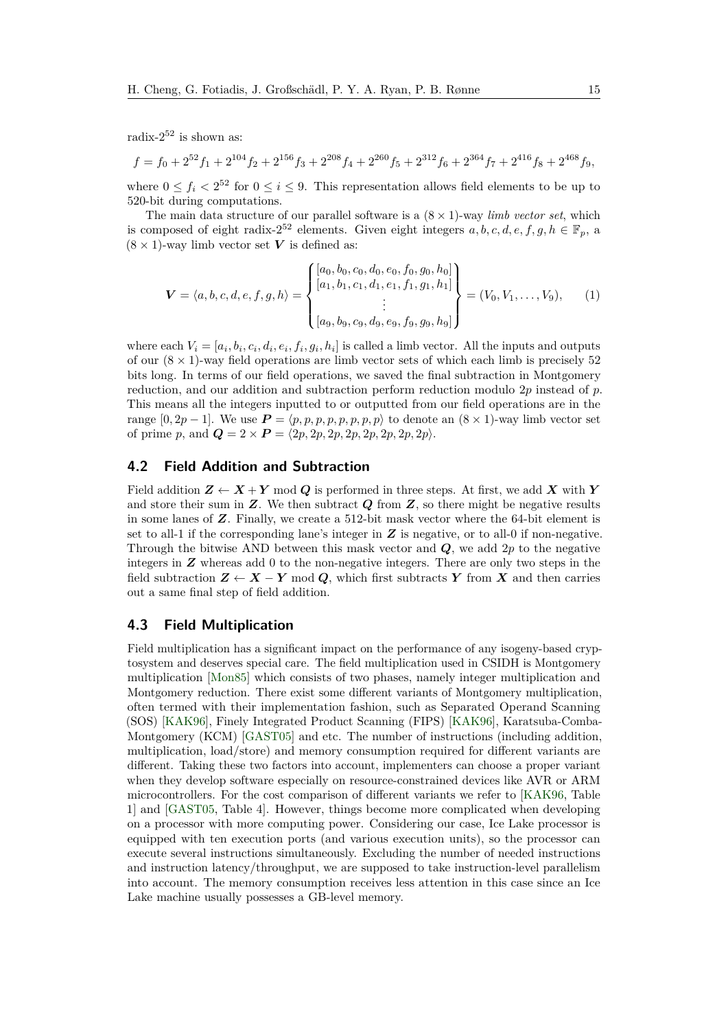radix-$2^{52}$ is shown as:

$$f = f_0 + 2^{52}f_1 + 2^{104}f_2 + 2^{156}f_3 + 2^{208}f_4 + 2^{260}f_5 + 2^{312}f_6 + 2^{364}f_7 + 2^{416}f_8 + 2^{468}f_9,$$

where $0 \le f_i < 2^{52}$ for $0 \le i \le 9$. This representation allows field elements to be up to 520-bit during computations.

The main data structure of our parallel software is a $(8 \times 1)$-way *limb vector set*, which is composed of eight radix-$2^{52}$ elements. Given eight integers $a, b, c, d, e, f, g, h \in \mathbb{F}_p$, a $(8 \times 1)$-way limb vector set $\boldsymbol{V}$ is defined as:

$$\boldsymbol{V} = \langle a, b, c, d, e, f, g, h \rangle = \begin{Bmatrix} [a_0, b_0, c_0, d_0, e_0, f_0, g_0, h_0] \\ [a_1, b_1, c_1, d_1, e_1, f_1, g_1, h_1] \\ \vdots \\ [a_9, b_9, c_9, d_9, e_9, f_9, g_9, h_9] \end{Bmatrix} = (V_0, V_1, \ldots, V_9), \tag{1}$$

where each $V_i = [a_i, b_i, c_i, d_i, e_i, f_i, g_i, h_i]$ is called a limb vector. All the inputs and outputs of our $(8 \times 1)$-way field operations are limb vector sets of which each limb is precisely 52 bits long. In terms of our field operations, we saved the final subtraction in Montgomery reduction, and our addition and subtraction perform reduction modulo $2p$ instead of $p$. This means all the integers inputted to or outputted from our field operations are in the range $[0, 2p-1]$. We use $\boldsymbol{P} = \langle p, p, p, p, p, p, p, p \rangle$ to denote an $(8 \times 1)$-way limb vector set of prime $p$, and $\boldsymbol{Q} = 2 \times \boldsymbol{P} = \langle 2p, 2p, 2p, 2p, 2p, 2p, 2p, 2p \rangle$.

## 4.2 Field Addition and Subtraction

Field addition $\boldsymbol{Z} \leftarrow \boldsymbol{X} + \boldsymbol{Y} \bmod \boldsymbol{Q}$ is performed in three steps. At first, we add $\boldsymbol{X}$ with $\boldsymbol{Y}$ and store their sum in $\boldsymbol{Z}$. We then subtract $\boldsymbol{Q}$ from $\boldsymbol{Z}$, so there might be negative results in some lanes of $\boldsymbol{Z}$. Finally, we create a 512-bit mask vector where the 64-bit element is set to all-1 if the corresponding lane's integer in $\boldsymbol{Z}$ is negative, or to all-0 if non-negative. Through the bitwise AND between this mask vector and $\boldsymbol{Q}$, we add $2p$ to the negative integers in $\boldsymbol{Z}$ whereas add 0 to the non-negative integers. There are only two steps in the field subtraction $\boldsymbol{Z} \leftarrow \boldsymbol{X} - \boldsymbol{Y} \bmod \boldsymbol{Q}$, which first subtracts $\boldsymbol{Y}$ from $\boldsymbol{X}$ and then carries out a same final step of field addition.

## 4.3 Field Multiplication

Field multiplication has a significant impact on the performance of any isogeny-based cryptosystem and deserves special care. The field multiplication used in CSIDH is Montgomery multiplication [Mon85] which consists of two phases, namely integer multiplication and Montgomery reduction. There exist some different variants of Montgomery multiplication, often termed with their implementation fashion, such as Separated Operand Scanning (SOS) [KAK96], Finely Integrated Product Scanning (FIPS) [KAK96], Karatsuba-Comba-Montgomery (KCM) [GAST05] and etc. The number of instructions (including addition, multiplication, load/store) and memory consumption required for different variants are different. Taking these two factors into account, implementers can choose a proper variant when they develop software especially on resource-constrained devices like AVR or ARM microcontrollers. For the cost comparison of different variants we refer to [KAK96, Table 1] and [GAST05, Table 4]. However, things become more complicated when developing on a processor with more computing power. Considering our case, Ice Lake processor is equipped with ten execution ports (and various execution units), so the processor can execute several instructions simultaneously. Excluding the number of needed instructions and instruction latency/throughput, we are supposed to take instruction-level parallelism into account. The memory consumption receives less attention in this case since an Ice Lake machine usually possesses a GB-level memory.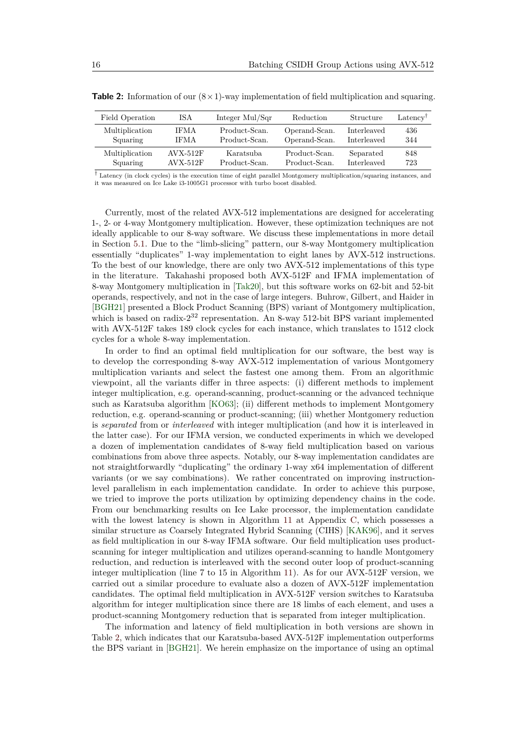**Table 2:** Information of our $(8\times1)$-way implementation of field multiplication and squaring.

| Field Operation | ISA | Integer Mul/Sqr | Reduction | Structure | Latency† |
|---|---|---|---|---|---|
| Multiplication | IFMA | Product-Scan. | Operand-Scan. | Interleaved | 436 |
| Squaring | IFMA | Product-Scan. | Operand-Scan. | Interleaved | 344 |
| Multiplication | AVX-512F | Karatsuba | Product-Scan. | Separated | 848 |
| Squaring | AVX-512F | Product-Scan. | Product-Scan. | Interleaved | 723 |

† Latency (in clock cycles) is the execution time of eight parallel Montgomery multiplication/squaring instances, and it was measured on Ice Lake i3-1005G1 processor with turbo boost disabled.

Currently, most of the related AVX-512 implementations are designed for accelerating 1-, 2- or 4-way Montgomery multiplication. However, these optimization techniques are not ideally applicable to our 8-way software. We discuss these implementations in more detail in Section 5.1. Due to the "limb-slicing" pattern, our 8-way Montgomery multiplication essentially "duplicates" 1-way implementation to eight lanes by AVX-512 instructions. To the best of our knowledge, there are only two AVX-512 implementations of this type in the literature. Takahashi proposed both AVX-512F and IFMA implementation of 8-way Montgomery multiplication in [Tak20], but this software works on 62-bit and 52-bit operands, respectively, and not in the case of large integers. Buhrow, Gilbert, and Haider in [BGH21] presented a Block Product Scanning (BPS) variant of Montgomery multiplication, which is based on radix-$2^{32}$ representation. An 8-way 512-bit BPS variant implemented with AVX-512F takes 189 clock cycles for each instance, which translates to 1512 clock cycles for a whole 8-way implementation.

In order to find an optimal field multiplication for our software, the best way is to develop the corresponding 8-way AVX-512 implementation of various Montgomery multiplication variants and select the fastest one among them. From an algorithmic viewpoint, all the variants differ in three aspects: (i) different methods to implement integer multiplication, e.g. operand-scanning, product-scanning or the advanced technique such as Karatsuba algorithm [KO63]; (ii) different methods to implement Montgomery reduction, e.g. operand-scanning or product-scanning; (iii) whether Montgomery reduction is *separated* from or *interleaved* with integer multiplication (and how it is interleaved in the latter case). For our IFMA version, we conducted experiments in which we developed a dozen of implementation candidates of 8-way field multiplication based on various combinations from above three aspects. Notably, our 8-way implementation candidates are not straightforwardly "duplicating" the ordinary 1-way x64 implementation of different variants (or we say combinations). We rather concentrated on improving instruction-level parallelism in each implementation candidate. In order to achieve this purpose, we tried to improve the ports utilization by optimizing dependency chains in the code. From our benchmarking results on Ice Lake processor, the implementation candidate with the lowest latency is shown in Algorithm 11 at Appendix C, which possesses a similar structure as Coarsely Integrated Hybrid Scanning (CIHS) [KAK96], and it serves as field multiplication in our 8-way IFMA software. Our field multiplication uses product-scanning for integer multiplication and utilizes operand-scanning to handle Montgomery reduction, and reduction is interleaved with the second outer loop of product-scanning integer multiplication (line 7 to 15 in Algorithm 11). As for our AVX-512F version, we carried out a similar procedure to evaluate also a dozen of AVX-512F implementation candidates. The optimal field multiplication in AVX-512F version switches to Karatsuba algorithm for integer multiplication since there are 18 limbs of each element, and uses a product-scanning Montgomery reduction that is separated from integer multiplication.

The information and latency of field multiplication in both versions are shown in Table 2, which indicates that our Karatsuba-based AVX-512F implementation outperforms the BPS variant in [BGH21]. We herein emphasize on the importance of using an optimal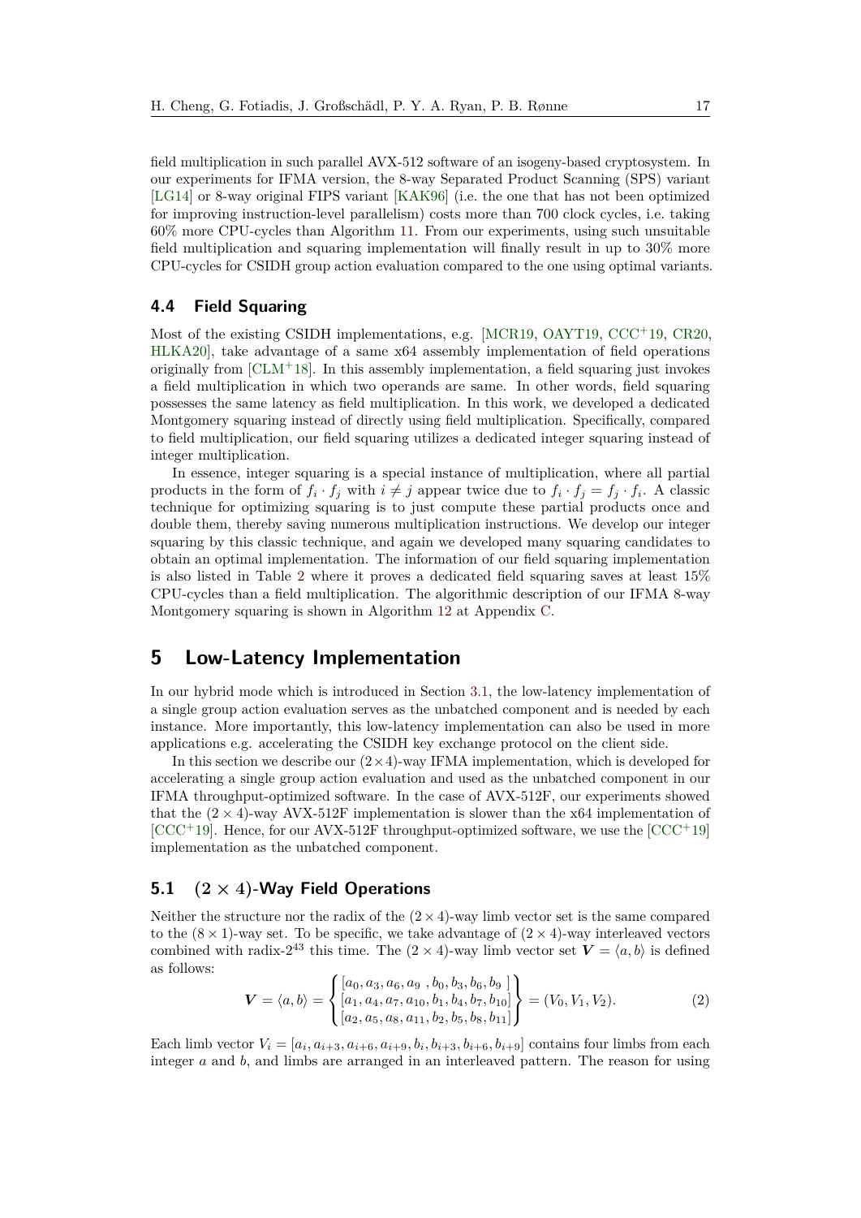field multiplication in such parallel AVX-512 software of an isogeny-based cryptosystem. In our experiments for IFMA version, the 8-way Separated Product Scanning (SPS) variant [LG14] or 8-way original FIPS variant [KAK96] (i.e. the one that has not been optimized for improving instruction-level parallelism) costs more than 700 clock cycles, i.e. taking 60% more CPU-cycles than Algorithm 11. From our experiments, using such unsuitable field multiplication and squaring implementation will finally result in up to 30% more CPU-cycles for CSIDH group action evaluation compared to the one using optimal variants.

### 4.4 Field Squaring

Most of the existing CSIDH implementations, e.g. [MCR19, OAYT19, CCC+19, CR20, HLKA20], take advantage of a same x64 assembly implementation of field operations originally from [CLM+18]. In this assembly implementation, a field squaring just invokes a field multiplication in which two operands are same. In other words, field squaring possesses the same latency as field multiplication. In this work, we developed a dedicated Montgomery squaring instead of directly using field multiplication. Specifically, compared to field multiplication, our field squaring utilizes a dedicated integer squaring instead of integer multiplication.

In essence, integer squaring is a special instance of multiplication, where all partial products in the form of $f_i \cdot f_j$ with $i \neq j$ appear twice due to $f_i \cdot f_j = f_j \cdot f_i$. A classic technique for optimizing squaring is to just compute these partial products once and double them, thereby saving numerous multiplication instructions. We develop our integer squaring by this classic technique, and again we developed many squaring candidates to obtain an optimal implementation. The information of our field squaring implementation is also listed in Table 2 where it proves a dedicated field squaring saves at least 15% CPU-cycles than a field multiplication. The algorithmic description of our IFMA 8-way Montgomery squaring is shown in Algorithm 12 at Appendix C.

## 5 Low-Latency Implementation

In our hybrid mode which is introduced in Section 3.1, the low-latency implementation of a single group action evaluation serves as the unbatched component and is needed by each instance. More importantly, this low-latency implementation can also be used in more applications e.g. accelerating the CSIDH key exchange protocol on the client side.

In this section we describe our $(2\times4)$-way IFMA implementation, which is developed for accelerating a single group action evaluation and used as the unbatched component in our IFMA throughput-optimized software. In the case of AVX-512F, our experiments showed that the $(2\times4)$-way AVX-512F implementation is slower than the x64 implementation of [CCC+19]. Hence, for our AVX-512F throughput-optimized software, we use the [CCC+19] implementation as the unbatched component.

### 5.1 $(2 \times 4)$-Way Field Operations

Neither the structure nor the radix of the $(2\times4)$-way limb vector set is the same compared to the $(8\times1)$-way set. To be specific, we take advantage of $(2\times4)$-way interleaved vectors combined with radix-$2^{43}$ this time. The $(2\times4)$-way limb vector set $\boldsymbol{V} = \langle a, b\rangle$ is defined as follows:

$$\boldsymbol{V} = \langle a, b\rangle = \begin{Bmatrix} [a_0, a_3, a_6, a_9\ , b_0, b_3, b_6, b_9\ ] \\ [a_1, a_4, a_7, a_{10}, b_1, b_4, b_7, b_{10}] \\ [a_2, a_5, a_8, a_{11}, b_2, b_5, b_8, b_{11}] \end{Bmatrix} = (V_0, V_1, V_2). \tag{2}$$

Each limb vector $V_i = [a_i, a_{i+3}, a_{i+6}, a_{i+9}, b_i, b_{i+3}, b_{i+6}, b_{i+9}]$ contains four limbs from each integer $a$ and $b$, and limbs are arranged in an interleaved pattern. The reason for using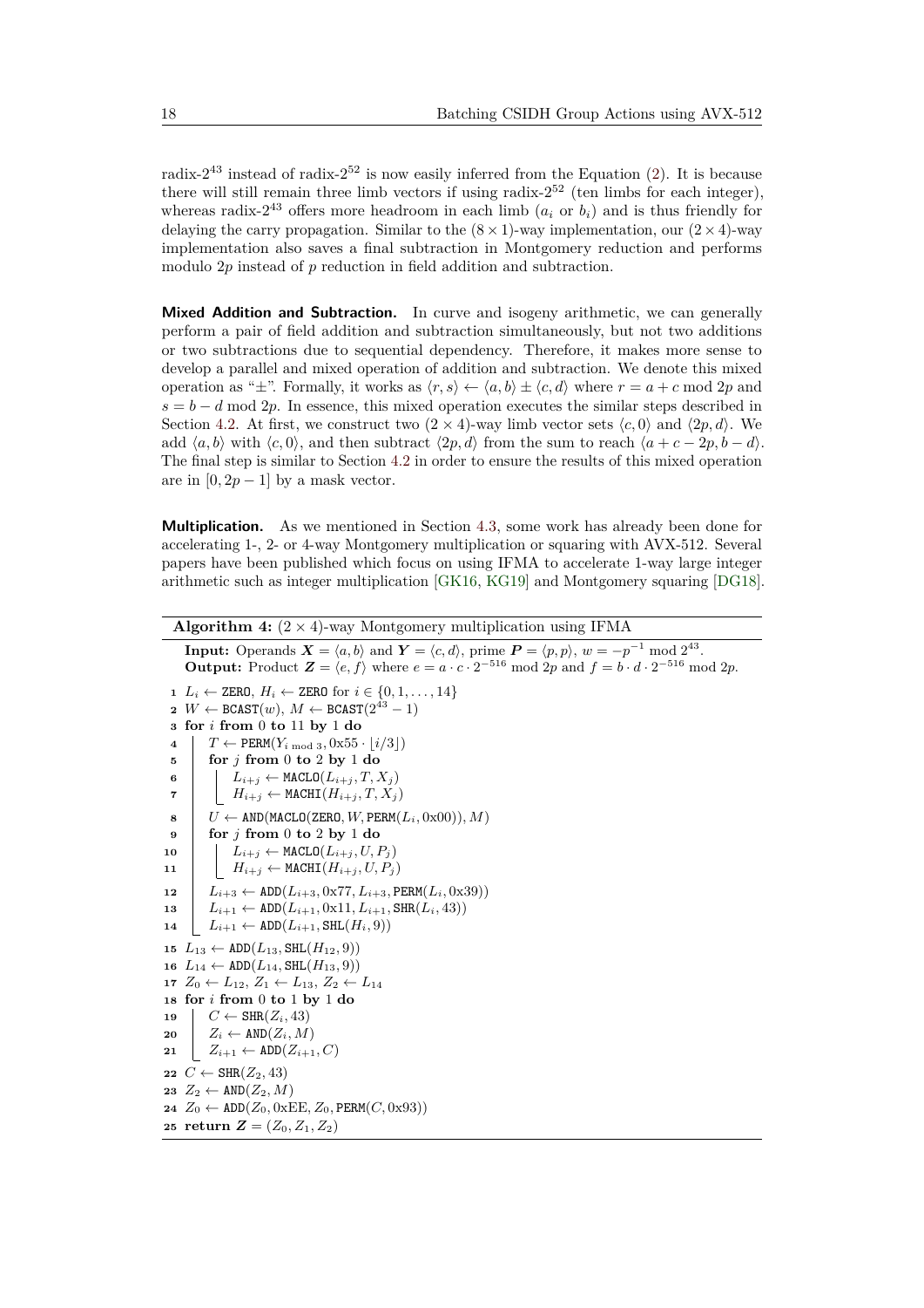radix-$2^{43}$ instead of radix-$2^{52}$ is now easily inferred from the Equation (2). It is because there will still remain three limb vectors if using radix-$2^{52}$ (ten limbs for each integer), whereas radix-$2^{43}$ offers more headroom in each limb ($a_i$ or $b_i$) and is thus friendly for delaying the carry propagation. Similar to the $(8 \times 1)$-way implementation, our $(2 \times 4)$-way implementation also saves a final subtraction in Montgomery reduction and performs modulo $2p$ instead of $p$ reduction in field addition and subtraction.

**Mixed Addition and Subtraction.** In curve and isogeny arithmetic, we can generally perform a pair of field addition and subtraction simultaneously, but not two additions or two subtractions due to sequential dependency. Therefore, it makes more sense to develop a parallel and mixed operation of addition and subtraction. We denote this mixed operation as "$\pm$". Formally, it works as $\langle r, s \rangle \leftarrow \langle a, b \rangle \pm \langle c, d \rangle$ where $r = a + c \bmod 2p$ and $s = b - d \bmod 2p$. In essence, this mixed operation executes the similar steps described in Section 4.2. At first, we construct two $(2 \times 4)$-way limb vector sets $\langle c, 0 \rangle$ and $\langle 2p, d \rangle$. We add $\langle a, b \rangle$ with $\langle c, 0 \rangle$, and then subtract $\langle 2p, d \rangle$ from the sum to reach $\langle a + c - 2p, b - d \rangle$. The final step is similar to Section 4.2 in order to ensure the results of this mixed operation are in $[0, 2p - 1]$ by a mask vector.

**Multiplication.** As we mentioned in Section 4.3, some work has already been done for accelerating 1-, 2- or 4-way Montgomery multiplication or squaring with AVX-512. Several papers have been published which focus on using IFMA to accelerate 1-way large integer arithmetic such as integer multiplication [GK16, KG19] and Montgomery squaring [DG18].

**Algorithm 4:** $(2 \times 4)$-way Montgomery multiplication using IFMA

**Input:** Operands $\boldsymbol{X} = \langle a, b \rangle$ and $\boldsymbol{Y} = \langle c, d \rangle$, prime $\boldsymbol{P} = \langle p, p \rangle$, $w = -p^{-1} \bmod 2^{43}$.
**Output:** Product $\boldsymbol{Z} = \langle e, f \rangle$ where $e = a \cdot c \cdot 2^{-516} \bmod 2p$ and $f = b \cdot d \cdot 2^{-516} \bmod 2p$.

1. $L_i \leftarrow \texttt{ZERO}$, $H_i \leftarrow \texttt{ZERO}$ for $i \in \{0, 1, \ldots, 14\}$
2. $W \leftarrow \texttt{BCAST}(w)$, $M \leftarrow \texttt{BCAST}(2^{43} - 1)$
3. **for** $i$ **from** 0 **to** 11 **by** 1 **do**
4. &emsp; $T \leftarrow \texttt{PERM}(Y_{i \bmod 3}, \text{0x55} \cdot \lfloor i/3 \rfloor)$
5. &emsp; **for** $j$ **from** 0 **to** 2 **by** 1 **do**
6. &emsp;&emsp; $L_{i+j} \leftarrow \texttt{MACLO}(L_{i+j}, T, X_j)$
7. &emsp;&emsp; $H_{i+j} \leftarrow \texttt{MACHI}(H_{i+j}, T, X_j)$
8. &emsp; $U \leftarrow \texttt{AND}(\texttt{MACLO}(\texttt{ZERO}, W, \texttt{PERM}(L_i, \text{0x00})), M)$
9. &emsp; **for** $j$ **from** 0 **to** 2 **by** 1 **do**
10. &emsp;&emsp; $L_{i+j} \leftarrow \texttt{MACLO}(L_{i+j}, U, P_j)$
11. &emsp;&emsp; $H_{i+j} \leftarrow \texttt{MACHI}(H_{i+j}, U, P_j)$
12. &emsp; $L_{i+3} \leftarrow \texttt{ADD}(L_{i+3}, \text{0x77}, L_{i+3}, \texttt{PERM}(L_i, \text{0x39}))$
13. &emsp; $L_{i+1} \leftarrow \texttt{ADD}(L_{i+1}, \text{0x11}, L_{i+1}, \texttt{SHR}(L_i, 43))$
14. &emsp; $L_{i+1} \leftarrow \texttt{ADD}(L_{i+1}, \texttt{SHL}(H_i, 9))$
15. $L_{13} \leftarrow \texttt{ADD}(L_{13}, \texttt{SHL}(H_{12}, 9))$
16. $L_{14} \leftarrow \texttt{ADD}(L_{14}, \texttt{SHL}(H_{13}, 9))$
17. $Z_0 \leftarrow L_{12}$, $Z_1 \leftarrow L_{13}$, $Z_2 \leftarrow L_{14}$
18. **for** $i$ **from** 0 **to** 1 **by** 1 **do**
19. &emsp; $C \leftarrow \texttt{SHR}(Z_i, 43)$
20. &emsp; $Z_i \leftarrow \texttt{AND}(Z_i, M)$
21. &emsp; $Z_{i+1} \leftarrow \texttt{ADD}(Z_{i+1}, C)$
22. $C \leftarrow \texttt{SHR}(Z_2, 43)$
23. $Z_2 \leftarrow \texttt{AND}(Z_2, M)$
24. $Z_0 \leftarrow \texttt{ADD}(Z_0, \text{0xEE}, Z_0, \texttt{PERM}(C, \text{0x93}))$
25. **return** $\boldsymbol{Z} = (Z_0, Z_1, Z_2)$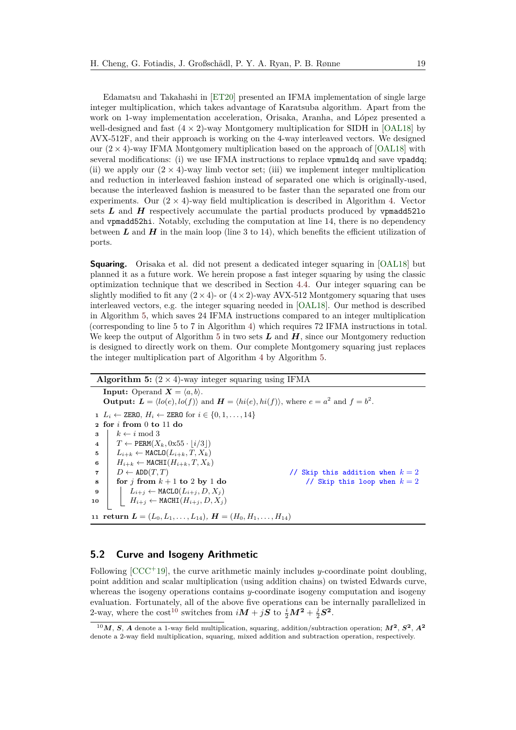Edamatsu and Takahashi in [ET20] presented an IFMA implementation of single large integer multiplication, which takes advantage of Karatsuba algorithm. Apart from the work on 1-way implementation acceleration, Orisaka, Aranha, and López presented a well-designed and fast $(4 \times 2)$-way Montgomery multiplication for SIDH in [OAL18] by AVX-512F, and their approach is working on the 4-way interleaved vectors. We designed our $(2 \times 4)$-way IFMA Montgomery multiplication based on the approach of [OAL18] with several modifications: (i) we use IFMA instructions to replace `vpmuldq` and save `vpaddq`; (ii) we apply our $(2 \times 4)$-way limb vector set; (iii) we implement integer multiplication and reduction in interleaved fashion instead of separated one which is originally-used, because the interleaved fashion is measured to be faster than the separated one from our experiments. Our $(2 \times 4)$-way field multiplication is described in Algorithm 4. Vector sets $\boldsymbol{L}$ and $\boldsymbol{H}$ respectively accumulate the partial products produced by `vpmadd52lo` and `vpmadd52hi`. Notably, excluding the computation at line 14, there is no dependency between $\boldsymbol{L}$ and $\boldsymbol{H}$ in the main loop (line 3 to 14), which benefits the efficient utilization of ports.

**Squaring.** Orisaka et al. did not present a dedicated integer squaring in [OAL18] but planned it as a future work. We herein propose a fast integer squaring by using the classic optimization technique that we described in Section 4.4. Our integer squaring can be slightly modified to fit any $(2 \times 4)$- or $(4 \times 2)$-way AVX-512 Montgomery squaring that uses interleaved vectors, e.g. the integer squaring needed in [OAL18]. Our method is described in Algorithm 5, which saves 24 IFMA instructions compared to an integer multiplication (corresponding to line 5 to 7 in Algorithm 4) which requires 72 IFMA instructions in total. We keep the output of Algorithm 5 in two sets $\boldsymbol{L}$ and $\boldsymbol{H}$, since our Montgomery reduction is designed to directly work on them. Our complete Montgomery squaring just replaces the integer multiplication part of Algorithm 4 by Algorithm 5.

**Algorithm 5:** $(2 \times 4)$-way integer squaring using IFMA

**Input:** Operand $\boldsymbol{X} = \langle a, b \rangle$.
**Output:** $\boldsymbol{L} = \langle lo(e), lo(f) \rangle$ and $\boldsymbol{H} = \langle hi(e), hi(f) \rangle$, where $e = a^2$ and $f = b^2$.

```
1  L_i ← ZERO, H_i ← ZERO for i ∈ {0, 1, ..., 14}
2  for i from 0 to 11 do
3      k ← i mod 3
4      T ← PERM(X_k, 0x55 · ⌊i/3⌋)
5      L_{i+k} ← MACLO(L_{i+k}, T, X_k)
6      H_{i+k} ← MACHI(H_{i+k}, T, X_k)
7      D ← ADD(T, T)                          // Skip this addition when k = 2
8      for j from k + 1 to 2 by 1 do          // Skip this loop when k = 2
9          L_{i+j} ← MACLO(L_{i+j}, D, X_j)
10         H_{i+j} ← MACHI(H_{i+j}, D, X_j)
11 return L = (L_0, L_1, ..., L_14), H = (H_0, H_1, ..., H_14)
```

## 5.2 Curve and Isogeny Arithmetic

Following [CCC+19], the curve arithmetic mainly includes $y$-coordinate point doubling, point addition and scalar multiplication (using addition chains) on twisted Edwards curve, whereas the isogeny operations contains $y$-coordinate isogeny computation and isogeny evaluation. Fortunately, all of the above five operations can be internally parallelized in 2-way, where the cost[10] switches from $i\boldsymbol{M} + j\boldsymbol{S}$ to $\frac{i}{2}\boldsymbol{M^2} + \frac{j}{2}\boldsymbol{S^2}$.

[10] $\boldsymbol{M}$, $\boldsymbol{S}$, $\boldsymbol{A}$ denote a 1-way field multiplication, squaring, addition/subtraction operation; $\boldsymbol{M^2}$, $\boldsymbol{S^2}$, $\boldsymbol{A^2}$ denote a 2-way field multiplication, squaring, mixed addition and subtraction operation, respectively.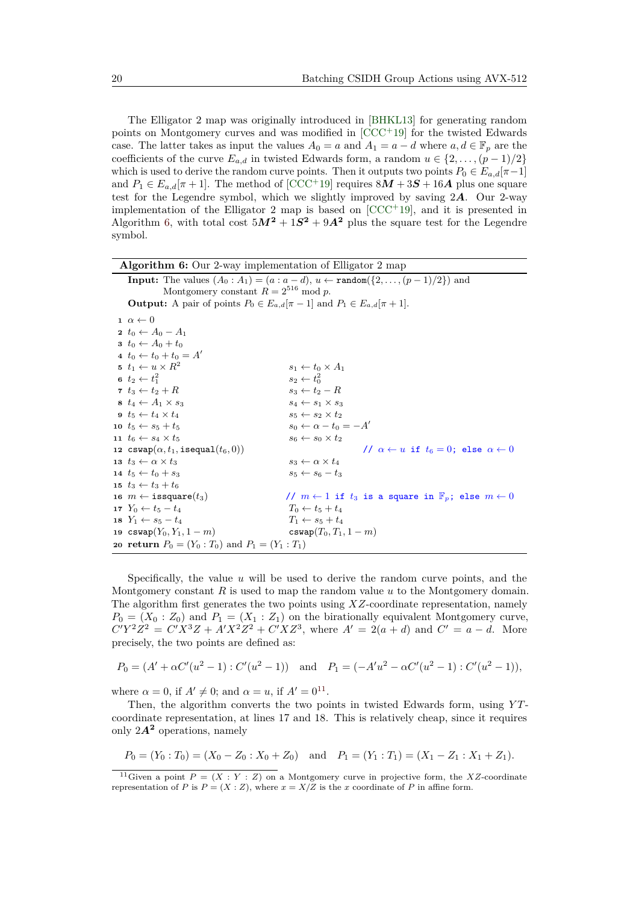The Elligator 2 map was originally introduced in [BHKL13] for generating random points on Montgomery curves and was modified in [CCC+19] for the twisted Edwards case. The latter takes as input the values $A_0 = a$ and $A_1 = a - d$ where $a, d \in \mathbb{F}_p$ are the coefficients of the curve $E_{a,d}$ in twisted Edwards form, a random $u \in \{2, \dots, (p-1)/2\}$ which is used to derive the random curve points. Then it outputs two points $P_0 \in E_{a,d}[\pi - 1]$ and $P_1 \in E_{a,d}[\pi + 1]$. The method of [CCC+19] requires $8\boldsymbol{M} + 3\boldsymbol{S} + 16\boldsymbol{A}$ plus one square test for the Legendre symbol, which we slightly improved by saving $2\boldsymbol{A}$. Our 2-way implementation of the Elligator 2 map is based on [CCC+19], and it is presented in Algorithm 6, with total cost $5\boldsymbol{M^2} + 1\boldsymbol{S^2} + 9\boldsymbol{A^2}$ plus the square test for the Legendre symbol.

**Algorithm 6:** Our 2-way implementation of Elligator 2 map

**Input:** The values $(A_0 : A_1) = (a : a - d)$, $u \leftarrow$ `random`$(\{2, \dots, (p-1)/2\})$ and Montgomery constant $R = 2^{516} \bmod p$.
**Output:** A pair of points $P_0 \in E_{a,d}[\pi - 1]$ and $P_1 \in E_{a,d}[\pi + 1]$.

```
1  α ← 0
2  t0 ← A0 − A1
3  t0 ← A0 + t0
4  t0 ← t0 + t0 = A'
5  t1 ← u × R^2                  s1 ← t0 × A1
6  t2 ← t1^2                     s2 ← t0^2
7  t3 ← t2 + R                   s3 ← t2 − R
8  t4 ← A1 × s3                  s4 ← s1 × s3
9  t5 ← t4 × t4                  s5 ← s2 × t2
10 t5 ← s5 + t5                  s0 ← α − t0 = −A'
11 t6 ← s4 × t5                  s6 ← s0 × t2
12 cswap(α, t1, isequal(t6, 0))          // α ← u if t6 = 0; else α ← 0
13 t3 ← α × t3                   s3 ← α × t4
14 t5 ← t0 + s3                  s5 ← s6 − t3
15 t3 ← t3 + t6
16 m ← issquare(t3)              // m ← 1 if t3 is a square in F_p; else m ← 0
17 Y0 ← t5 − t4                  T0 ← t5 + t4
18 Y1 ← s5 − t4                  T1 ← s5 + t4
19 cswap(Y0, Y1, 1 − m)          cswap(T0, T1, 1 − m)
20 return P0 = (Y0 : T0) and P1 = (Y1 : T1)
```

Specifically, the value $u$ will be used to derive the random curve points, and the Montgomery constant $R$ is used to map the random value $u$ to the Montgomery domain. The algorithm first generates the two points using $XZ$-coordinate representation, namely $P_0 = (X_0 : Z_0)$ and $P_1 = (X_1 : Z_1)$ on the birationally equivalent Montgomery curve, $C'Y^2Z^2 = C'X^3Z + A'X^2Z^2 + C'XZ^3$, where $A' = 2(a + d)$ and $C' = a - d$. More precisely, the two points are defined as:

$$P_0 = (A' + \alpha C'(u^2 - 1) : C'(u^2 - 1)) \quad \text{and} \quad P_1 = (-A'u^2 - \alpha C'(u^2 - 1) : C'(u^2 - 1)),$$

where $\alpha = 0$, if $A' \neq 0$; and $\alpha = u$, if $A' = 0$[11].

Then, the algorithm converts the two points in twisted Edwards form, using $YT$-coordinate representation, at lines 17 and 18. This is relatively cheap, since it requires only $2\boldsymbol{A^2}$ operations, namely

$$P_0 = (Y_0 : T_0) = (X_0 - Z_0 : X_0 + Z_0) \quad \text{and} \quad P_1 = (Y_1 : T_1) = (X_1 - Z_1 : X_1 + Z_1).$$

[11] Given a point $P = (X : Y : Z)$ on a Montgomery curve in projective form, the $XZ$-coordinate representation of $P$ is $P = (X : Z)$, where $x = X/Z$ is the $x$ coordinate of $P$ in affine form.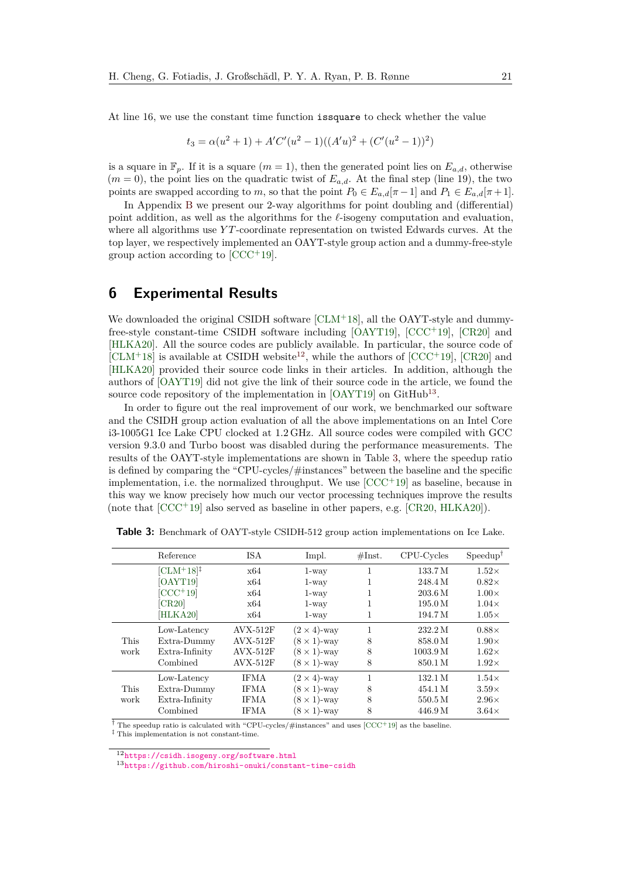At line 16, we use the constant time function `issquare` to check whether the value

$$t_3 = \alpha(u^2+1) + A'C'(u^2-1)((A'u)^2 + (C'(u^2-1))^2)$$

is a square in $\mathbb{F}_p$. If it is a square ($m=1$), then the generated point lies on $E_{a,d}$, otherwise ($m=0$), the point lies on the quadratic twist of $E_{a,d}$. At the final step (line 19), the two points are swapped according to $m$, so that the point $P_0 \in E_{a,d}[\pi-1]$ and $P_1 \in E_{a,d}[\pi+1]$.

In Appendix B we present our 2-way algorithms for point doubling and (differential) point addition, as well as the algorithms for the $\ell$-isogeny computation and evaluation, where all algorithms use $YT$-coordinate representation on twisted Edwards curves. At the top layer, we respectively implemented an OAYT-style group action and a dummy-free-style group action according to [CCC+19].

# 6 Experimental Results

We downloaded the original CSIDH software [CLM+18], all the OAYT-style and dummy-free-style constant-time CSIDH software including [OAYT19], [CCC+19], [CR20] and [HLKA20]. All the source codes are publicly available. In particular, the source code of [CLM+18] is available at CSIDH website[12], while the authors of [CCC+19], [CR20] and [HLKA20] provided their source code links in their articles. In addition, although the authors of [OAYT19] did not give the link of their source code in the article, we found the source code repository of the implementation in [OAYT19] on GitHub[13].

In order to figure out the real improvement of our work, we benchmarked our software and the CSIDH group action evaluation of all the above implementations on an Intel Core i3-1005G1 Ice Lake CPU clocked at 1.2 GHz. All source codes were compiled with GCC version 9.3.0 and Turbo boost was disabled during the performance measurements. The results of the OAYT-style implementations are shown in Table 3, where the speedup ratio is defined by comparing the "CPU-cycles/#instances" between the baseline and the specific implementation, i.e. the normalized throughput. We use [CCC+19] as baseline, because in this way we know precisely how much our vector processing techniques improve the results (note that [CCC+19] also served as baseline in other papers, e.g. [CR20, HLKA20]).

**Table 3:** Benchmark of OAYT-style CSIDH-512 group action implementations on Ice Lake.

| | Reference | ISA | Impl. | #Inst. | CPU-Cycles | Speedup[†] |
|---|---|---|---|---|---|---|
| | [CLM+18][‡] | x64 | 1-way | 1 | 133.7 M | 1.52× |
| | [OAYT19] | x64 | 1-way | 1 | 248.4 M | 0.82× |
| | [CCC+19] | x64 | 1-way | 1 | 203.6 M | 1.00× |
| | [CR20] | x64 | 1-way | 1 | 195.0 M | 1.04× |
| | [HLKA20] | x64 | 1-way | 1 | 194.7 M | 1.05× |
| This work | Low-Latency | AVX-512F | $(2\times 4)$-way | 1 | 232.2 M | 0.88× |
| | Extra-Dummy | AVX-512F | $(8\times 1)$-way | 8 | 858.0 M | 1.90× |
| | Extra-Infinity | AVX-512F | $(8\times 1)$-way | 8 | 1003.9 M | 1.62× |
| | Combined | AVX-512F | $(8\times 1)$-way | 8 | 850.1 M | 1.92× |
| This work | Low-Latency | IFMA | $(2\times 4)$-way | 1 | 132.1 M | 1.54× |
| | Extra-Dummy | IFMA | $(8\times 1)$-way | 8 | 454.1 M | 3.59× |
| | Extra-Infinity | IFMA | $(8\times 1)$-way | 8 | 550.5 M | 2.96× |
| | Combined | IFMA | $(8\times 1)$-way | 8 | 446.9 M | 3.64× |

[†] The speedup ratio is calculated with "CPU-cycles/#instances" and uses [CCC+19] as the baseline.
[‡] This implementation is not constant-time.

[12] https://csidh.isogeny.org/software.html
[13] https://github.com/hiroshi-onuki/constant-time-csidh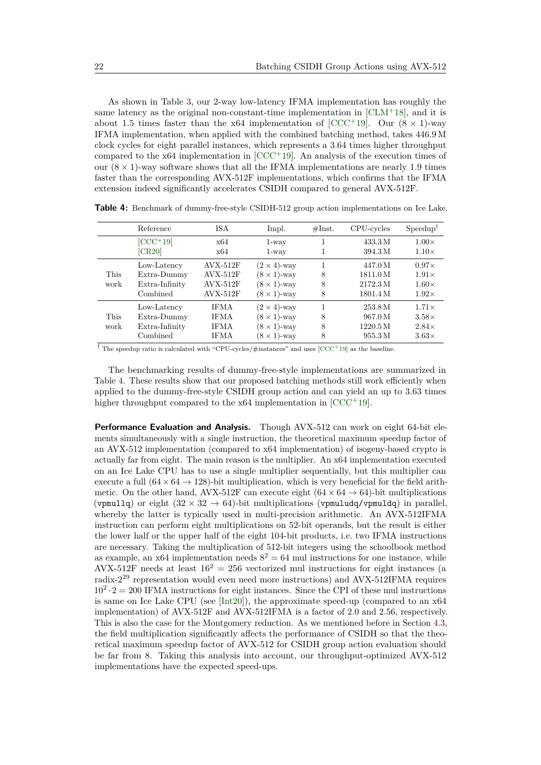As shown in Table 3, our 2-way low-latency IFMA implementation has roughly the same latency as the original non-constant-time implementation in [CLM+18], and it is about 1.5 times faster than the x64 implementation of [CCC+19]. Our $(8 \times 1)$-way IFMA implementation, when applied with the combined batching method, takes 446.9 M clock cycles for eight parallel instances, which represents a 3.64 times higher throughput compared to the x64 implementation in [CCC+19]. An analysis of the execution times of our $(8 \times 1)$-way software shows that all the IFMA implementations are nearly 1.9 times faster than the corresponding AVX-512F implementations, which confirms that the IFMA extension indeed significantly accelerates CSIDH compared to general AVX-512F.

**Table 4:** Benchmark of dummy-free-style CSIDH-512 group action implementations on Ice Lake.

| | Reference | ISA | Impl. | #Inst. | CPU-cycles | Speedup[†] |
|---|---|---|---|---|---|---|
| | [CCC+19] | x64 | 1-way | 1 | 433.3 M | 1.00× |
| | [CR20] | x64 | 1-way | 1 | 394.3 M | 1.10× |
| This work | Low-Latency | AVX-512F | $(2 \times 4)$-way | 1 | 447.0 M | 0.97× |
| | Extra-Dummy | AVX-512F | $(8 \times 1)$-way | 8 | 1811.0 M | 1.91× |
| | Extra-Infinity | AVX-512F | $(8 \times 1)$-way | 8 | 2172.3 M | 1.60× |
| | Combined | AVX-512F | $(8 \times 1)$-way | 8 | 1801.4 M | 1.92× |
| This work | Low-Latency | IFMA | $(2 \times 4)$-way | 1 | 253.8 M | 1.71× |
| | Extra-Dummy | IFMA | $(8 \times 1)$-way | 8 | 967.0 M | 3.58× |
| | Extra-Infinity | IFMA | $(8 \times 1)$-way | 8 | 1220.5 M | 2.84× |
| | Combined | IFMA | $(8 \times 1)$-way | 8 | 955.3 M | 3.63× |

[†] The speedup ratio is calculated with "CPU-cycles/#instances" and uses [CCC+19] as the baseline.

The benchmarking results of dummy-free-style implementations are summarized in Table 4. These results show that our proposed batching methods still work efficiently when applied to the dummy-free-style CSIDH group action and can yield an up to 3.63 times higher throughput compared to the x64 implementation in [CCC+19].

**Performance Evaluation and Analysis.** Though AVX-512 can work on eight 64-bit elements simultaneously with a single instruction, the theoretical maximum speedup factor of an AVX-512 implementation (compared to x64 implementation) of isogeny-based crypto is actually far from eight. The main reason is the multiplier. An x64 implementation executed on an Ice Lake CPU has to use a single multiplier sequentially, but this multiplier can execute a full $(64 \times 64 \rightarrow 128)$-bit multiplication, which is very beneficial for the field arithmetic. On the other hand, AVX-512F can execute eight $(64 \times 64 \rightarrow 64)$-bit multiplications (`vpmullq`) or eight $(32 \times 32 \rightarrow 64)$-bit multiplications (`vpmuludq/vpmuldq`) in parallel, whereby the latter is typically used in multi-precision arithmetic. An AVX-512IFMA instruction can perform eight multiplications on 52-bit operands, but the result is either the lower half or the upper half of the eight 104-bit products, i.e. two IFMA instructions are necessary. Taking the multiplication of 512-bit integers using the schoolbook method as example, an x64 implementation needs $8^2 = 64$ mul instructions for one instance, while AVX-512F needs at least $16^2 = 256$ vectorized mul instructions for eight instances (a radix-$2^{29}$ representation would even need more instructions) and AVX-512IFMA requires $10^2 \cdot 2 = 200$ IFMA instructions for eight instances. Since the CPI of these mul instructions is same on Ice Lake CPU (see [Int20]), the approximate speed-up (compared to an x64 implementation) of AVX-512F and AVX-512IFMA is a factor of 2.0 and 2.56, respectively. This is also the case for the Montgomery reduction. As we mentioned before in Section 4.3, the field multiplication significantly affects the performance of CSIDH so that the theoretical maximum speedup factor of AVX-512 for CSIDH group action evaluation should be far from 8. Taking this analysis into account, our throughput-optimized AVX-512 implementations have the expected speed-ups.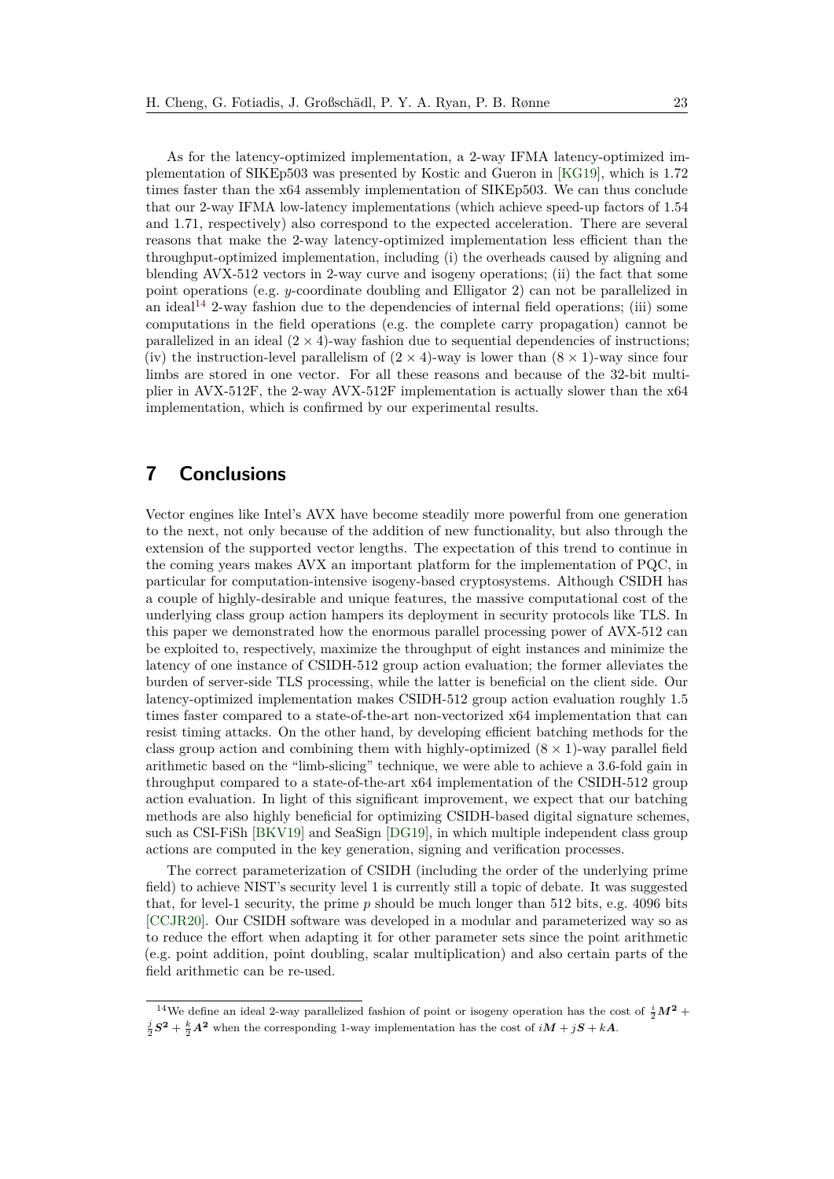As for the latency-optimized implementation, a 2-way IFMA latency-optimized implementation of SIKEp503 was presented by Kostic and Gueron in [KG19], which is 1.72 times faster than the x64 assembly implementation of SIKEp503. We can thus conclude that our 2-way IFMA low-latency implementations (which achieve speed-up factors of 1.54 and 1.71, respectively) also correspond to the expected acceleration. There are several reasons that make the 2-way latency-optimized implementation less efficient than the throughput-optimized implementation, including (i) the overheads caused by aligning and blending AVX-512 vectors in 2-way curve and isogeny operations; (ii) the fact that some point operations (e.g. $y$-coordinate doubling and Elligator 2) can not be parallelized in an ideal[14] 2-way fashion due to the dependencies of internal field operations; (iii) some computations in the field operations (e.g. the complete carry propagation) cannot be parallelized in an ideal $(2 \times 4)$-way fashion due to sequential dependencies of instructions; (iv) the instruction-level parallelism of $(2 \times 4)$-way is lower than $(8 \times 1)$-way since four limbs are stored in one vector. For all these reasons and because of the 32-bit multiplier in AVX-512F, the 2-way AVX-512F implementation is actually slower than the x64 implementation, which is confirmed by our experimental results.

# 7 Conclusions

Vector engines like Intel's AVX have become steadily more powerful from one generation to the next, not only because of the addition of new functionality, but also through the extension of the supported vector lengths. The expectation of this trend to continue in the coming years makes AVX an important platform for the implementation of PQC, in particular for computation-intensive isogeny-based cryptosystems. Although CSIDH has a couple of highly-desirable and unique features, the massive computational cost of the underlying class group action hampers its deployment in security protocols like TLS. In this paper we demonstrated how the enormous parallel processing power of AVX-512 can be exploited to, respectively, maximize the throughput of eight instances and minimize the latency of one instance of CSIDH-512 group action evaluation; the former alleviates the burden of server-side TLS processing, while the latter is beneficial on the client side. Our latency-optimized implementation makes CSIDH-512 group action evaluation roughly 1.5 times faster compared to a state-of-the-art non-vectorized x64 implementation that can resist timing attacks. On the other hand, by developing efficient batching methods for the class group action and combining them with highly-optimized $(8 \times 1)$-way parallel field arithmetic based on the "limb-slicing" technique, we were able to achieve a 3.6-fold gain in throughput compared to a state-of-the-art x64 implementation of the CSIDH-512 group action evaluation. In light of this significant improvement, we expect that our batching methods are also highly beneficial for optimizing CSIDH-based digital signature schemes, such as CSI-FiSh [BKV19] and SeaSign [DG19], in which multiple independent class group actions are computed in the key generation, signing and verification processes.

The correct parameterization of CSIDH (including the order of the underlying prime field) to achieve NIST's security level 1 is currently still a topic of debate. It was suggested that, for level-1 security, the prime $p$ should be much longer than 512 bits, e.g. 4096 bits [CCJR20]. Our CSIDH software was developed in a modular and parameterized way so as to reduce the effort when adapting it for other parameter sets since the point arithmetic (e.g. point addition, point doubling, scalar multiplication) and also certain parts of the field arithmetic can be re-used.

[14] We define an ideal 2-way parallelized fashion of point or isogeny operation has the cost of $\frac{i}{2}\boldsymbol{M^2} + \frac{j}{2}\boldsymbol{S^2} + \frac{k}{2}\boldsymbol{A^2}$ when the corresponding 1-way implementation has the cost of $i\boldsymbol{M} + j\boldsymbol{S} + k\boldsymbol{A}$.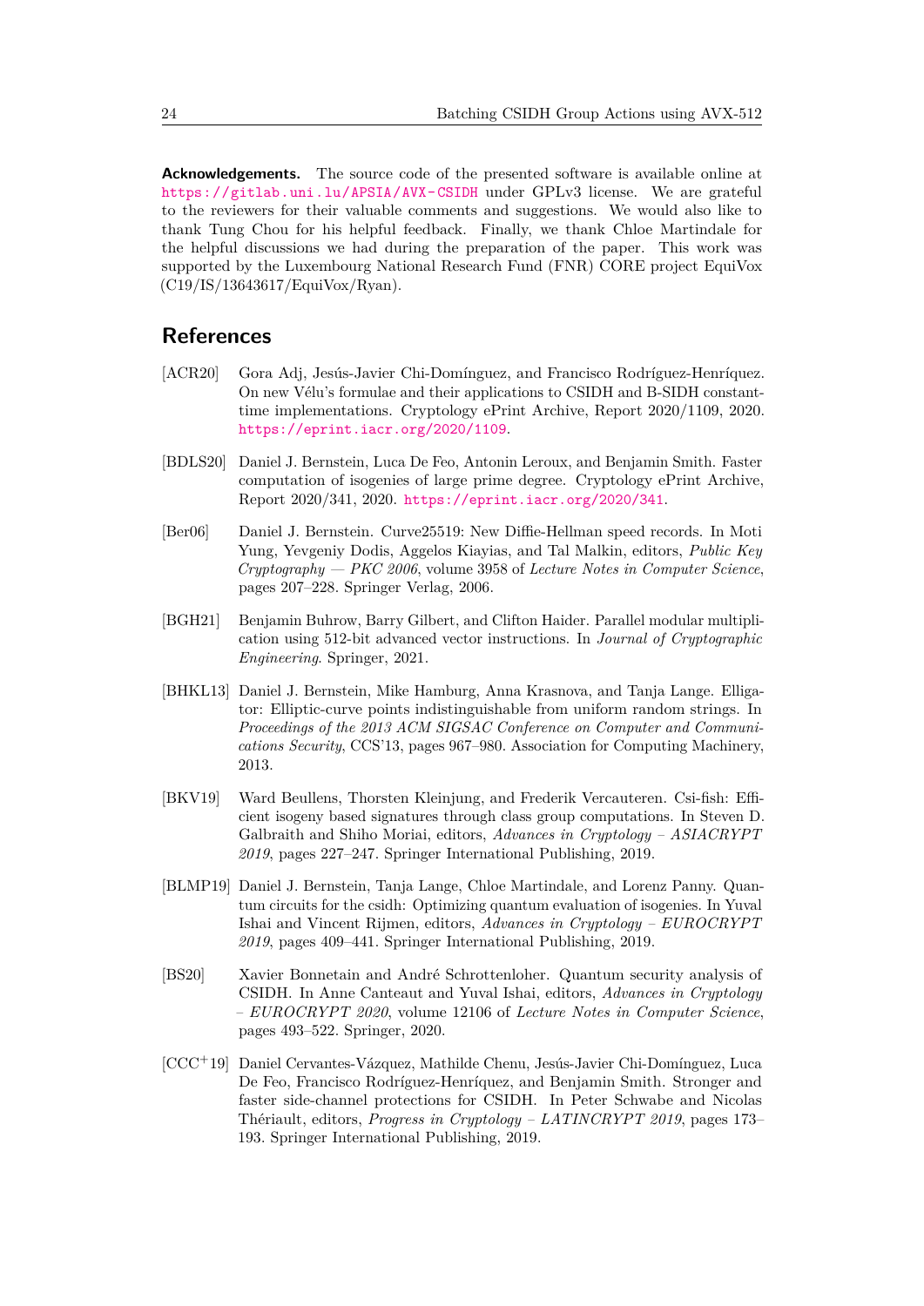**Acknowledgements.** The source code of the presented software is available online at https://gitlab.uni.lu/APSIA/AVX-CSIDH under GPLv3 license. We are grateful to the reviewers for their valuable comments and suggestions. We would also like to thank Tung Chou for his helpful feedback. Finally, we thank Chloe Martindale for the helpful discussions we had during the preparation of the paper. This work was supported by the Luxembourg National Research Fund (FNR) CORE project EquiVox (C19/IS/13643617/EquiVox/Ryan).

## References

[ACR20] Gora Adj, Jesús-Javier Chi-Domínguez, and Francisco Rodríguez-Henríquez. On new Vélu's formulae and their applications to CSIDH and B-SIDH constant-time implementations. Cryptology ePrint Archive, Report 2020/1109, 2020. https://eprint.iacr.org/2020/1109.

[BDLS20] Daniel J. Bernstein, Luca De Feo, Antonin Leroux, and Benjamin Smith. Faster computation of isogenies of large prime degree. Cryptology ePrint Archive, Report 2020/341, 2020. https://eprint.iacr.org/2020/341.

[Ber06] Daniel J. Bernstein. Curve25519: New Diffie-Hellman speed records. In Moti Yung, Yevgeniy Dodis, Aggelos Kiayias, and Tal Malkin, editors, *Public Key Cryptography — PKC 2006*, volume 3958 of *Lecture Notes in Computer Science*, pages 207–228. Springer Verlag, 2006.

[BGH21] Benjamin Buhrow, Barry Gilbert, and Clifton Haider. Parallel modular multiplication using 512-bit advanced vector instructions. In *Journal of Cryptographic Engineering*. Springer, 2021.

[BHKL13] Daniel J. Bernstein, Mike Hamburg, Anna Krasnova, and Tanja Lange. Elligator: Elliptic-curve points indistinguishable from uniform random strings. In *Proceedings of the 2013 ACM SIGSAC Conference on Computer and Communications Security*, CCS'13, pages 967–980. Association for Computing Machinery, 2013.

[BKV19] Ward Beullens, Thorsten Kleinjung, and Frederik Vercauteren. Csi-fish: Efficient isogeny based signatures through class group computations. In Steven D. Galbraith and Shiho Moriai, editors, *Advances in Cryptology – ASIACRYPT 2019*, pages 227–247. Springer International Publishing, 2019.

[BLMP19] Daniel J. Bernstein, Tanja Lange, Chloe Martindale, and Lorenz Panny. Quantum circuits for the csidh: Optimizing quantum evaluation of isogenies. In Yuval Ishai and Vincent Rijmen, editors, *Advances in Cryptology – EUROCRYPT 2019*, pages 409–441. Springer International Publishing, 2019.

[BS20] Xavier Bonnetain and André Schrottenloher. Quantum security analysis of CSIDH. In Anne Canteaut and Yuval Ishai, editors, *Advances in Cryptology – EUROCRYPT 2020*, volume 12106 of *Lecture Notes in Computer Science*, pages 493–522. Springer, 2020.

[CCC+19] Daniel Cervantes-Vázquez, Mathilde Chenu, Jesús-Javier Chi-Domínguez, Luca De Feo, Francisco Rodríguez-Henríquez, and Benjamin Smith. Stronger and faster side-channel protections for CSIDH. In Peter Schwabe and Nicolas Thériault, editors, *Progress in Cryptology – LATINCRYPT 2019*, pages 173–193. Springer International Publishing, 2019.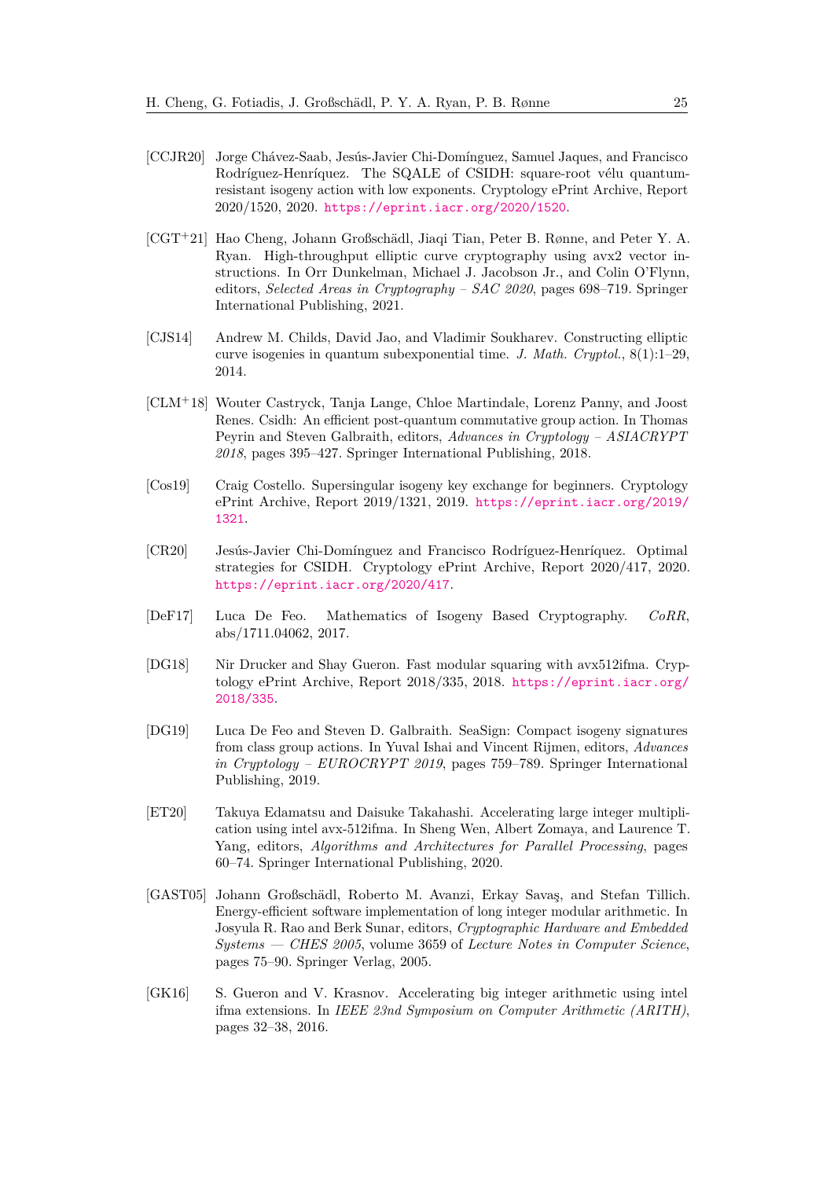[CCJR20] Jorge Chávez-Saab, Jesús-Javier Chi-Domínguez, Samuel Jaques, and Francisco Rodríguez-Henríquez. The SQALE of CSIDH: square-root vélu quantum-resistant isogeny action with low exponents. Cryptology ePrint Archive, Report 2020/1520, 2020. https://eprint.iacr.org/2020/1520.

[CGT+21] Hao Cheng, Johann Großschädl, Jiaqi Tian, Peter B. Rønne, and Peter Y. A. Ryan. High-throughput elliptic curve cryptography using avx2 vector instructions. In Orr Dunkelman, Michael J. Jacobson Jr., and Colin O'Flynn, editors, *Selected Areas in Cryptography – SAC 2020*, pages 698–719. Springer International Publishing, 2021.

[CJS14] Andrew M. Childs, David Jao, and Vladimir Soukharev. Constructing elliptic curve isogenies in quantum subexponential time. *J. Math. Cryptol.*, 8(1):1–29, 2014.

[CLM+18] Wouter Castryck, Tanja Lange, Chloe Martindale, Lorenz Panny, and Joost Renes. Csidh: An efficient post-quantum commutative group action. In Thomas Peyrin and Steven Galbraith, editors, *Advances in Cryptology – ASIACRYPT 2018*, pages 395–427. Springer International Publishing, 2018.

[Cos19] Craig Costello. Supersingular isogeny key exchange for beginners. Cryptology ePrint Archive, Report 2019/1321, 2019. https://eprint.iacr.org/2019/1321.

[CR20] Jesús-Javier Chi-Domínguez and Francisco Rodríguez-Henríquez. Optimal strategies for CSIDH. Cryptology ePrint Archive, Report 2020/417, 2020. https://eprint.iacr.org/2020/417.

[DeF17] Luca De Feo. Mathematics of Isogeny Based Cryptography. *CoRR*, abs/1711.04062, 2017.

[DG18] Nir Drucker and Shay Gueron. Fast modular squaring with avx512ifma. Cryptology ePrint Archive, Report 2018/335, 2018. https://eprint.iacr.org/2018/335.

[DG19] Luca De Feo and Steven D. Galbraith. SeaSign: Compact isogeny signatures from class group actions. In Yuval Ishai and Vincent Rijmen, editors, *Advances in Cryptology – EUROCRYPT 2019*, pages 759–789. Springer International Publishing, 2019.

[ET20] Takuya Edamatsu and Daisuke Takahashi. Accelerating large integer multiplication using intel avx-512ifma. In Sheng Wen, Albert Zomaya, and Laurence T. Yang, editors, *Algorithms and Architectures for Parallel Processing*, pages 60–74. Springer International Publishing, 2020.

[GAST05] Johann Großschädl, Roberto M. Avanzi, Erkay Savaş, and Stefan Tillich. Energy-efficient software implementation of long integer modular arithmetic. In Josyula R. Rao and Berk Sunar, editors, *Cryptographic Hardware and Embedded Systems — CHES 2005*, volume 3659 of *Lecture Notes in Computer Science*, pages 75–90. Springer Verlag, 2005.

[GK16] S. Gueron and V. Krasnov. Accelerating big integer arithmetic using intel ifma extensions. In *IEEE 23nd Symposium on Computer Arithmetic (ARITH)*, pages 32–38, 2016.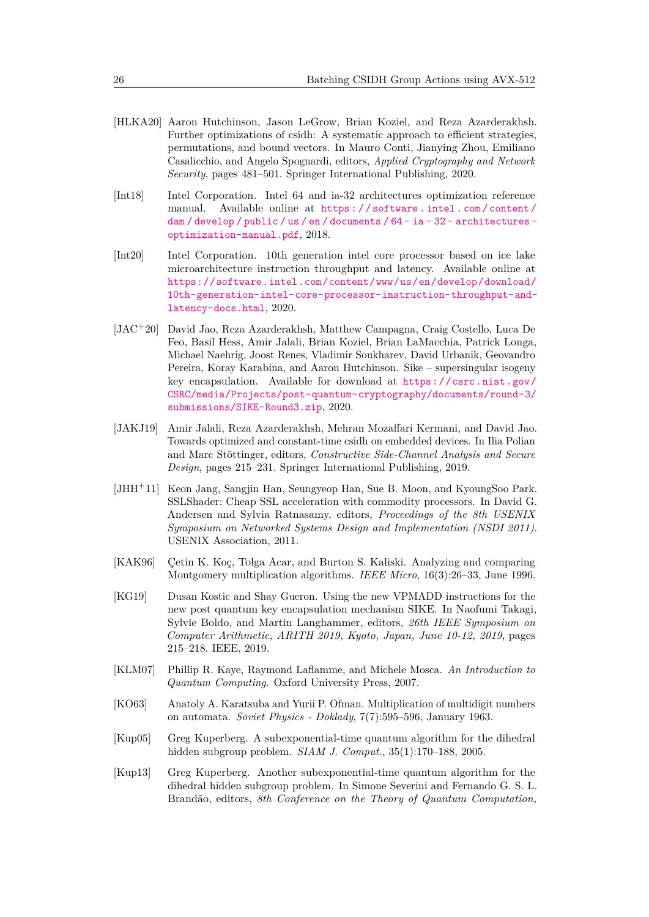[HLKA20] Aaron Hutchinson, Jason LeGrow, Brian Koziel, and Reza Azarderakhsh. Further optimizations of csidh: A systematic approach to efficient strategies, permutations, and bound vectors. In Mauro Conti, Jianying Zhou, Emiliano Casalicchio, and Angelo Spognardi, editors, *Applied Cryptography and Network Security*, pages 481–501. Springer International Publishing, 2020.

[Int18] Intel Corporation. Intel 64 and ia-32 architectures optimization reference manual. Available online at https://software.intel.com/content/dam/develop/public/us/en/documents/64-ia-32-architectures-optimization-manual.pdf, 2018.

[Int20] Intel Corporation. 10th generation intel core processor based on ice lake microarchitecture instruction throughput and latency. Available online at https://software.intel.com/content/www/us/en/develop/download/10th-generation-intel-core-processor-instruction-throughput-and-latency-docs.html, 2020.

[JAC+20] David Jao, Reza Azarderakhsh, Matthew Campagna, Craig Costello, Luca De Feo, Basil Hess, Amir Jalali, Brian Koziel, Brian LaMacchia, Patrick Longa, Michael Naehrig, Joost Renes, Vladimir Soukharev, David Urbanik, Geovandro Pereira, Koray Karabina, and Aaron Hutchinson. Sike – supersingular isogeny key encapsulation. Available for download at https://csrc.nist.gov/CSRC/media/Projects/post-quantum-cryptography/documents/round-3/submissions/SIKE-Round3.zip, 2020.

[JAKJ19] Amir Jalali, Reza Azarderakhsh, Mehran Mozaffari Kermani, and David Jao. Towards optimized and constant-time csidh on embedded devices. In Ilia Polian and Marc Stöttinger, editors, *Constructive Side-Channel Analysis and Secure Design*, pages 215–231. Springer International Publishing, 2019.

[JHH+11] Keon Jang, Sangjin Han, Seungyeop Han, Sue B. Moon, and KyoungSoo Park. SSLShader: Cheap SSL acceleration with commodity processors. In David G. Andersen and Sylvia Ratnasamy, editors, *Proceedings of the 8th USENIX Symposium on Networked Systems Design and Implementation (NSDI 2011)*. USENIX Association, 2011.

[KAK96] Çetin K. Koç, Tolga Acar, and Burton S. Kaliski. Analyzing and comparing Montgomery multiplication algorithms. *IEEE Micro*, 16(3):26–33, June 1996.

[KG19] Dusan Kostic and Shay Gueron. Using the new VPMADD instructions for the new post quantum key encapsulation mechanism SIKE. In Naofumi Takagi, Sylvie Boldo, and Martin Langhammer, editors, *26th IEEE Symposium on Computer Arithmetic, ARITH 2019, Kyoto, Japan, June 10-12, 2019*, pages 215–218. IEEE, 2019.

[KLM07] Phillip R. Kaye, Raymond Laflamme, and Michele Mosca. *An Introduction to Quantum Computing*. Oxford University Press, 2007.

[KO63] Anatoly A. Karatsuba and Yurii P. Ofman. Multiplication of multidigit numbers on automata. *Soviet Physics - Doklady*, 7(7):595–596, January 1963.

[Kup05] Greg Kuperberg. A subexponential-time quantum algorithm for the dihedral hidden subgroup problem. *SIAM J. Comput.*, 35(1):170–188, 2005.

[Kup13] Greg Kuperberg. Another subexponential-time quantum algorithm for the dihedral hidden subgroup problem. In Simone Severini and Fernando G. S. L. Brandão, editors, *8th Conference on the Theory of Quantum Computation,*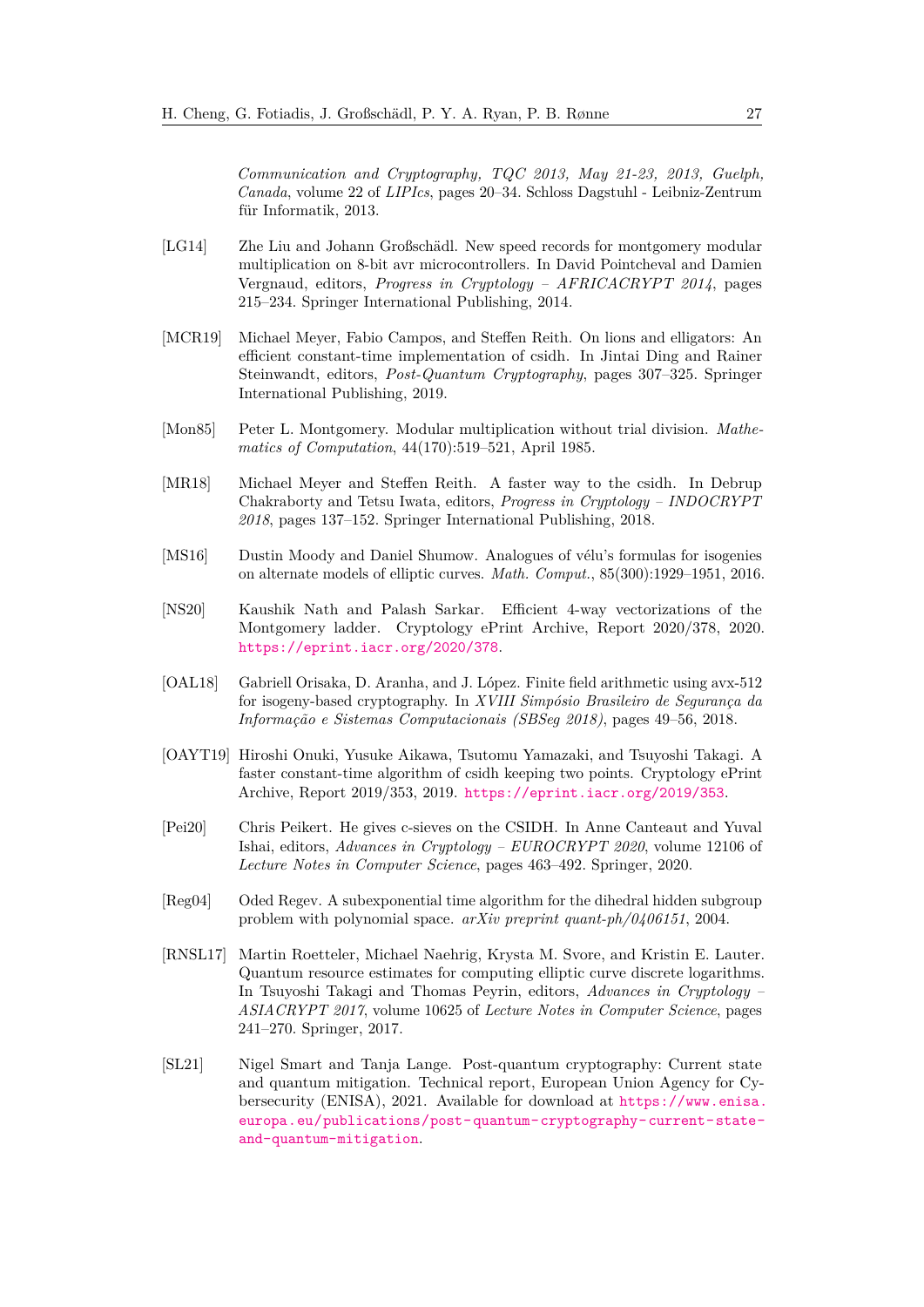*Communication and Cryptography, TQC 2013, May 21-23, 2013, Guelph, Canada*, volume 22 of *LIPIcs*, pages 20–34. Schloss Dagstuhl - Leibniz-Zentrum für Informatik, 2013.

[LG14] Zhe Liu and Johann Großschädl. New speed records for montgomery modular multiplication on 8-bit avr microcontrollers. In David Pointcheval and Damien Vergnaud, editors, *Progress in Cryptology – AFRICACRYPT 2014*, pages 215–234. Springer International Publishing, 2014.

[MCR19] Michael Meyer, Fabio Campos, and Steffen Reith. On lions and elligators: An efficient constant-time implementation of csidh. In Jintai Ding and Rainer Steinwandt, editors, *Post-Quantum Cryptography*, pages 307–325. Springer International Publishing, 2019.

[Mon85] Peter L. Montgomery. Modular multiplication without trial division. *Mathematics of Computation*, 44(170):519–521, April 1985.

[MR18] Michael Meyer and Steffen Reith. A faster way to the csidh. In Debrup Chakraborty and Tetsu Iwata, editors, *Progress in Cryptology – INDOCRYPT 2018*, pages 137–152. Springer International Publishing, 2018.

[MS16] Dustin Moody and Daniel Shumow. Analogues of vélu's formulas for isogenies on alternate models of elliptic curves. *Math. Comput.*, 85(300):1929–1951, 2016.

[NS20] Kaushik Nath and Palash Sarkar. Efficient 4-way vectorizations of the Montgomery ladder. Cryptology ePrint Archive, Report 2020/378, 2020. https://eprint.iacr.org/2020/378.

[OAL18] Gabriell Orisaka, D. Aranha, and J. López. Finite field arithmetic using avx-512 for isogeny-based cryptography. In *XVIII Simpósio Brasileiro de Segurança da Informação e Sistemas Computacionais (SBSeg 2018)*, pages 49–56, 2018.

[OAYT19] Hiroshi Onuki, Yusuke Aikawa, Tsutomu Yamazaki, and Tsuyoshi Takagi. A faster constant-time algorithm of csidh keeping two points. Cryptology ePrint Archive, Report 2019/353, 2019. https://eprint.iacr.org/2019/353.

[Pei20] Chris Peikert. He gives c-sieves on the CSIDH. In Anne Canteaut and Yuval Ishai, editors, *Advances in Cryptology – EUROCRYPT 2020*, volume 12106 of *Lecture Notes in Computer Science*, pages 463–492. Springer, 2020.

[Reg04] Oded Regev. A subexponential time algorithm for the dihedral hidden subgroup problem with polynomial space. *arXiv preprint quant-ph/0406151*, 2004.

[RNSL17] Martin Roetteler, Michael Naehrig, Krysta M. Svore, and Kristin E. Lauter. Quantum resource estimates for computing elliptic curve discrete logarithms. In Tsuyoshi Takagi and Thomas Peyrin, editors, *Advances in Cryptology – ASIACRYPT 2017*, volume 10625 of *Lecture Notes in Computer Science*, pages 241–270. Springer, 2017.

[SL21] Nigel Smart and Tanja Lange. Post-quantum cryptography: Current state and quantum mitigation. Technical report, European Union Agency for Cybersecurity (ENISA), 2021. Available for download at https://www.enisa.europa.eu/publications/post-quantum-cryptography-current-state-and-quantum-mitigation.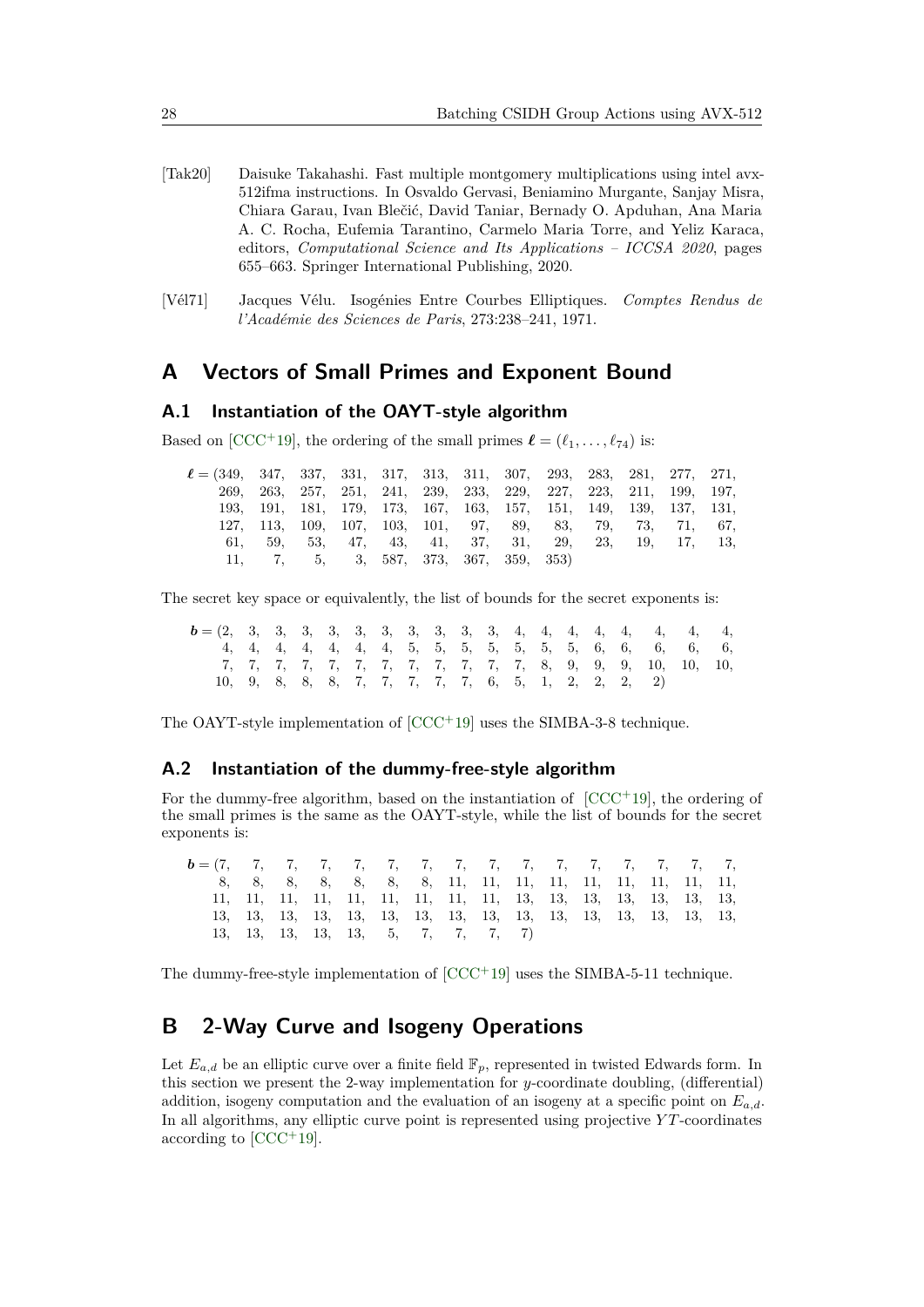[Tak20] Daisuke Takahashi. Fast multiple montgomery multiplications using intel avx-512ifma instructions. In Osvaldo Gervasi, Beniamino Murgante, Sanjay Misra, Chiara Garau, Ivan Blečić, David Taniar, Bernady O. Apduhan, Ana Maria A. C. Rocha, Eufemia Tarantino, Carmelo Maria Torre, and Yeliz Karaca, editors, *Computational Science and Its Applications – ICCSA 2020*, pages 655–663. Springer International Publishing, 2020.

[Vél71] Jacques Vélu. Isogénies Entre Courbes Elliptiques. *Comptes Rendus de l'Académie des Sciences de Paris*, 273:238–241, 1971.

# A Vectors of Small Primes and Exponent Bound

## A.1 Instantiation of the OAYT-style algorithm

Based on [CCC+19], the ordering of the small primes $\boldsymbol{\ell} = (\ell_1, \ldots, \ell_{74})$ is:

$$
\begin{aligned}
\boldsymbol{\ell} = (&349,\ 347,\ 337,\ 331,\ 317,\ 313,\ 311,\ 307,\ 293,\ 283,\ 281,\ 277,\ 271,\\
&269,\ 263,\ 257,\ 251,\ 241,\ 239,\ 233,\ 229,\ 227,\ 223,\ 211,\ 199,\ 197,\\
&193,\ 191,\ 181,\ 179,\ 173,\ 167,\ 163,\ 157,\ 151,\ 149,\ 139,\ 137,\ 131,\\
&127,\ 113,\ 109,\ 107,\ 103,\ 101,\ 97,\ 89,\ 83,\ 79,\ 73,\ 71,\ 67,\\
&61,\ 59,\ 53,\ 47,\ 43,\ 41,\ 37,\ 31,\ 29,\ 23,\ 19,\ 17,\ 13,\\
&11,\ 7,\ 5,\ 3,\ 587,\ 373,\ 367,\ 359,\ 353)
\end{aligned}
$$

The secret key space or equivalently, the list of bounds for the secret exponents is:

$$
\begin{aligned}
\boldsymbol{b} = (&2,\ 3,\ 3,\ 3,\ 3,\ 3,\ 3,\ 3,\ 3,\ 3,\ 3,\ 4,\ 4,\ 4,\ 4,\ 4,\ 4,\ 4,\ 4,\\
&4,\ 4,\ 4,\ 4,\ 4,\ 4,\ 4,\ 5,\ 5,\ 5,\ 5,\ 5,\ 5,\ 5,\ 6,\ 6,\ 6,\ 6,\ 6,\\
&7,\ 7,\ 7,\ 7,\ 7,\ 7,\ 7,\ 7,\ 7,\ 7,\ 7,\ 7,\ 8,\ 9,\ 9,\ 9,\ 10,\ 10,\ 10,\\
&10,\ 9,\ 8,\ 8,\ 8,\ 7,\ 7,\ 7,\ 7,\ 7,\ 6,\ 5,\ 1,\ 2,\ 2,\ 2,\ 2)
\end{aligned}
$$

The OAYT-style implementation of [CCC+19] uses the SIMBA-3-8 technique.

## A.2 Instantiation of the dummy-free-style algorithm

For the dummy-free algorithm, based on the instantiation of [CCC+19], the ordering of the small primes is the same as the OAYT-style, while the list of bounds for the secret exponents is:

$$
\begin{aligned}
\boldsymbol{b} = (&7,\ 7,\ 7,\ 7,\ 7,\ 7,\ 7,\ 7,\ 7,\ 7,\ 7,\ 7,\ 7,\ 7,\ 7,\ 7,\\
&8,\ 8,\ 8,\ 8,\ 8,\ 8,\ 8,\ 11,\ 11,\ 11,\ 11,\ 11,\ 11,\ 11,\ 11,\ 11,\\
&11,\ 11,\ 11,\ 11,\ 11,\ 11,\ 11,\ 11,\ 11,\ 13,\ 13,\ 13,\ 13,\ 13,\ 13,\ 13,\\
&13,\ 13,\ 13,\ 13,\ 13,\ 13,\ 13,\ 13,\ 13,\ 13,\ 13,\ 13,\ 13,\ 13,\ 13,\ 13,\\
&13,\ 13,\ 13,\ 13,\ 13,\ 5,\ 7,\ 7,\ 7,\ 7)
\end{aligned}
$$

The dummy-free-style implementation of [CCC+19] uses the SIMBA-5-11 technique.

# B 2-Way Curve and Isogeny Operations

Let $E_{a,d}$ be an elliptic curve over a finite field $\mathbb{F}_p$, represented in twisted Edwards form. In this section we present the 2-way implementation for $y$-coordinate doubling, (differential) addition, isogeny computation and the evaluation of an isogeny at a specific point on $E_{a,d}$. In all algorithms, any elliptic curve point is represented using projective $YT$-coordinates according to [CCC+19].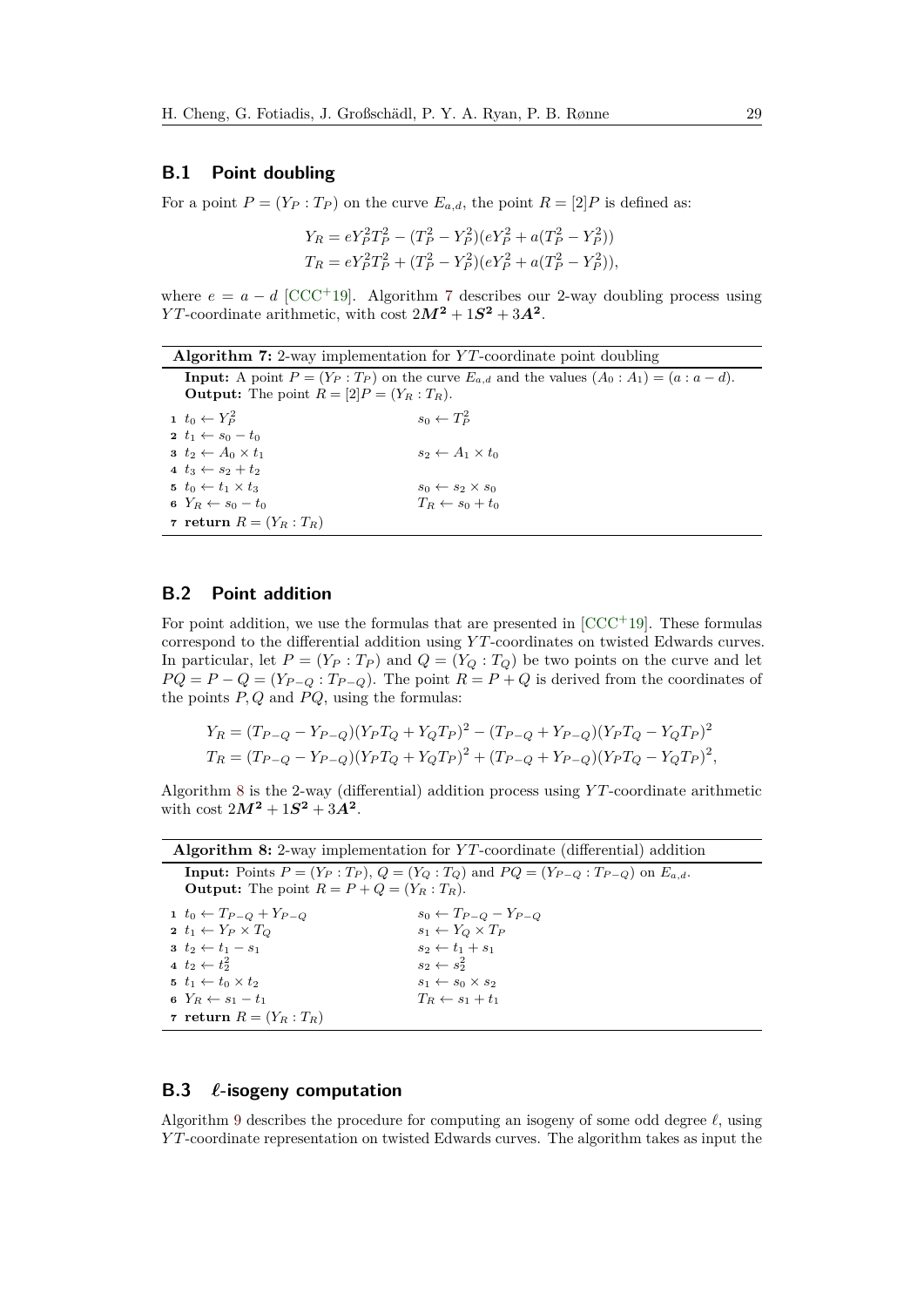## B.1 Point doubling

For a point $P = (Y_P : T_P)$ on the curve $E_{a,d}$, the point $R = [2]P$ is defined as:

$$Y_R = eY_P^2 T_P^2 - (T_P^2 - Y_P^2)(eY_P^2 + a(T_P^2 - Y_P^2))$$
$$T_R = eY_P^2 T_P^2 + (T_P^2 - Y_P^2)(eY_P^2 + a(T_P^2 - Y_P^2)),$$

where $e = a - d$ [CCC+19]. Algorithm 7 describes our 2-way doubling process using $YT$-coordinate arithmetic, with cost $2\boldsymbol{M^2} + 1\boldsymbol{S^2} + 3\boldsymbol{A^2}$.

**Algorithm 7:** 2-way implementation for $YT$-coordinate point doubling

**Input:** A point $P = (Y_P : T_P)$ on the curve $E_{a,d}$ and the values $(A_0 : A_1) = (a : a - d)$.
**Output:** The point $R = [2]P = (Y_R : T_R)$.

| | | |
|---|---|---|
| 1 | $t_0 \leftarrow Y_P^2$ | $s_0 \leftarrow T_P^2$ |
| 2 | $t_1 \leftarrow s_0 - t_0$ | |
| 3 | $t_2 \leftarrow A_0 \times t_1$ | $s_2 \leftarrow A_1 \times t_0$ |
| 4 | $t_3 \leftarrow s_2 + t_2$ | |
| 5 | $t_0 \leftarrow t_1 \times t_3$ | $s_0 \leftarrow s_2 \times s_0$ |
| 6 | $Y_R \leftarrow s_0 - t_0$ | $T_R \leftarrow s_0 + t_0$ |
| 7 | **return** $R = (Y_R : T_R)$ | |

## B.2 Point addition

For point addition, we use the formulas that are presented in [CCC+19]. These formulas correspond to the differential addition using $YT$-coordinates on twisted Edwards curves. In particular, let $P = (Y_P : T_P)$ and $Q = (Y_Q : T_Q)$ be two points on the curve and let $PQ = P - Q = (Y_{P-Q} : T_{P-Q})$. The point $R = P + Q$ is derived from the coordinates of the points $P, Q$ and $PQ$, using the formulas:

$$Y_R = (T_{P-Q} - Y_{P-Q})(Y_P T_Q + Y_Q T_P)^2 - (T_{P-Q} + Y_{P-Q})(Y_P T_Q - Y_Q T_P)^2$$
$$T_R = (T_{P-Q} - Y_{P-Q})(Y_P T_Q + Y_Q T_P)^2 + (T_{P-Q} + Y_{P-Q})(Y_P T_Q - Y_Q T_P)^2,$$

Algorithm 8 is the 2-way (differential) addition process using $YT$-coordinate arithmetic with cost $2\boldsymbol{M^2} + 1\boldsymbol{S^2} + 3\boldsymbol{A^2}$.

**Algorithm 8:** 2-way implementation for $YT$-coordinate (differential) addition

**Input:** Points $P = (Y_P : T_P)$, $Q = (Y_Q : T_Q)$ and $PQ = (Y_{P-Q} : T_{P-Q})$ on $E_{a,d}$.
**Output:** The point $R = P + Q = (Y_R : T_R)$.

| | | |
|---|---|---|
| 1 | $t_0 \leftarrow T_{P-Q} + Y_{P-Q}$ | $s_0 \leftarrow T_{P-Q} - Y_{P-Q}$ |
| 2 | $t_1 \leftarrow Y_P \times T_Q$ | $s_1 \leftarrow Y_Q \times T_P$ |
| 3 | $t_2 \leftarrow t_1 - s_1$ | $s_2 \leftarrow t_1 + s_1$ |
| 4 | $t_2 \leftarrow t_2^2$ | $s_2 \leftarrow s_2^2$ |
| 5 | $t_1 \leftarrow t_0 \times t_2$ | $s_1 \leftarrow s_0 \times s_2$ |
| 6 | $Y_R \leftarrow s_1 - t_1$ | $T_R \leftarrow s_1 + t_1$ |
| 7 | **return** $R = (Y_R : T_R)$ | |

## B.3 $\ell$-isogeny computation

Algorithm 9 describes the procedure for computing an isogeny of some odd degree $\ell$, using $YT$-coordinate representation on twisted Edwards curves. The algorithm takes as input the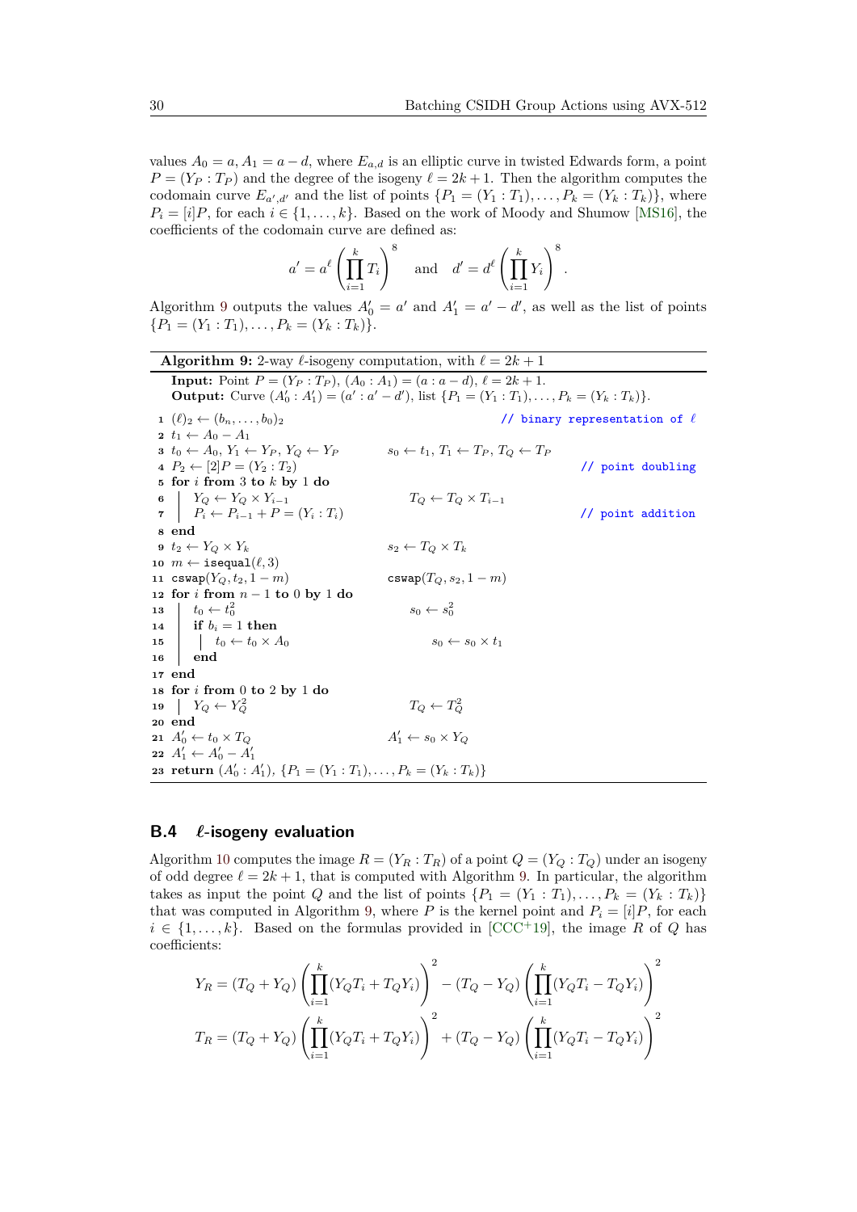values $A_0 = a, A_1 = a - d$, where $E_{a,d}$ is an elliptic curve in twisted Edwards form, a point $P = (Y_P : T_P)$ and the degree of the isogeny $\ell = 2k + 1$. Then the algorithm computes the codomain curve $E_{a',d'}$ and the list of points $\{P_1 = (Y_1 : T_1), \ldots, P_k = (Y_k : T_k)\}$, where $P_i = [i]P$, for each $i \in \{1, \ldots, k\}$. Based on the work of Moody and Shumow [MS16], the coefficients of the codomain curve are defined as:

$$a' = a^\ell \left( \prod_{i=1}^{k} T_i \right)^8 \quad \text{and} \quad d' = d^\ell \left( \prod_{i=1}^{k} Y_i \right)^8.$$

Algorithm 9 outputs the values $A'_0 = a'$ and $A'_1 = a' - d'$, as well as the list of points $\{P_1 = (Y_1 : T_1), \ldots, P_k = (Y_k : T_k)\}$.

**Algorithm 9:** 2-way $\ell$-isogeny computation, with $\ell = 2k + 1$

**Input:** Point $P = (Y_P : T_P)$, $(A_0 : A_1) = (a : a - d)$, $\ell = 2k + 1$.
**Output:** Curve $(A'_0 : A'_1) = (a' : a' - d')$, list $\{P_1 = (Y_1 : T_1), \ldots, P_k = (Y_k : T_k)\}$.

```
1  (ℓ)_2 ← (b_n, ..., b_0)_2                                  // binary representation of ℓ
2  t_1 ← A_0 − A_1
3  t_0 ← A_0, Y_1 ← Y_P, Y_Q ← Y_P          s_0 ← t_1, T_1 ← T_P, T_Q ← T_P
4  P_2 ← [2]P = (Y_2 : T_2)                                   // point doubling
5  for i from 3 to k by 1 do
6  |   Y_Q ← Y_Q × Y_{i−1}                      T_Q ← T_Q × T_{i−1}
7  |   P_i ← P_{i−1} + P = (Y_i : T_i)                        // point addition
8  end
9  t_2 ← Y_Q × Y_k                              s_2 ← T_Q × T_k
10 m ← isequal(ℓ, 3)
11 cswap(Y_Q, t_2, 1 − m)                       cswap(T_Q, s_2, 1 − m)
12 for i from n − 1 to 0 by 1 do
13 |   t_0 ← t_0^2                                  s_0 ← s_0^2
14 |   if b_i = 1 then
15 |   |   t_0 ← t_0 × A_0                              s_0 ← s_0 × t_1
16 |   end
17 end
18 for i from 0 to 2 by 1 do
19 |   Y_Q ← Y_Q^2                                  T_Q ← T_Q^2
20 end
21 A'_0 ← t_0 × T_Q                             A'_1 ← s_0 × Y_Q
22 A'_1 ← A'_0 − A'_1
23 return (A'_0 : A'_1), {P_1 = (Y_1 : T_1), ..., P_k = (Y_k : T_k)}
```

## B.4 $\ell$-isogeny evaluation

Algorithm 10 computes the image $R = (Y_R : T_R)$ of a point $Q = (Y_Q : T_Q)$ under an isogeny of odd degree $\ell = 2k + 1$, that is computed with Algorithm 9. In particular, the algorithm takes as input the point $Q$ and the list of points $\{P_1 = (Y_1 : T_1), \ldots, P_k = (Y_k : T_k)\}$ that was computed in Algorithm 9, where $P$ is the kernel point and $P_i = [i]P$, for each $i \in \{1, \ldots, k\}$. Based on the formulas provided in [CCC+19], the image $R$ of $Q$ has coefficients:

$$Y_R = (T_Q + Y_Q) \left( \prod_{i=1}^{k} (Y_Q T_i + T_Q Y_i) \right)^2 - (T_Q - Y_Q) \left( \prod_{i=1}^{k} (Y_Q T_i - T_Q Y_i) \right)^2$$

$$T_R = (T_Q + Y_Q) \left( \prod_{i=1}^{k} (Y_Q T_i + T_Q Y_i) \right)^2 + (T_Q - Y_Q) \left( \prod_{i=1}^{k} (Y_Q T_i - T_Q Y_i) \right)^2$$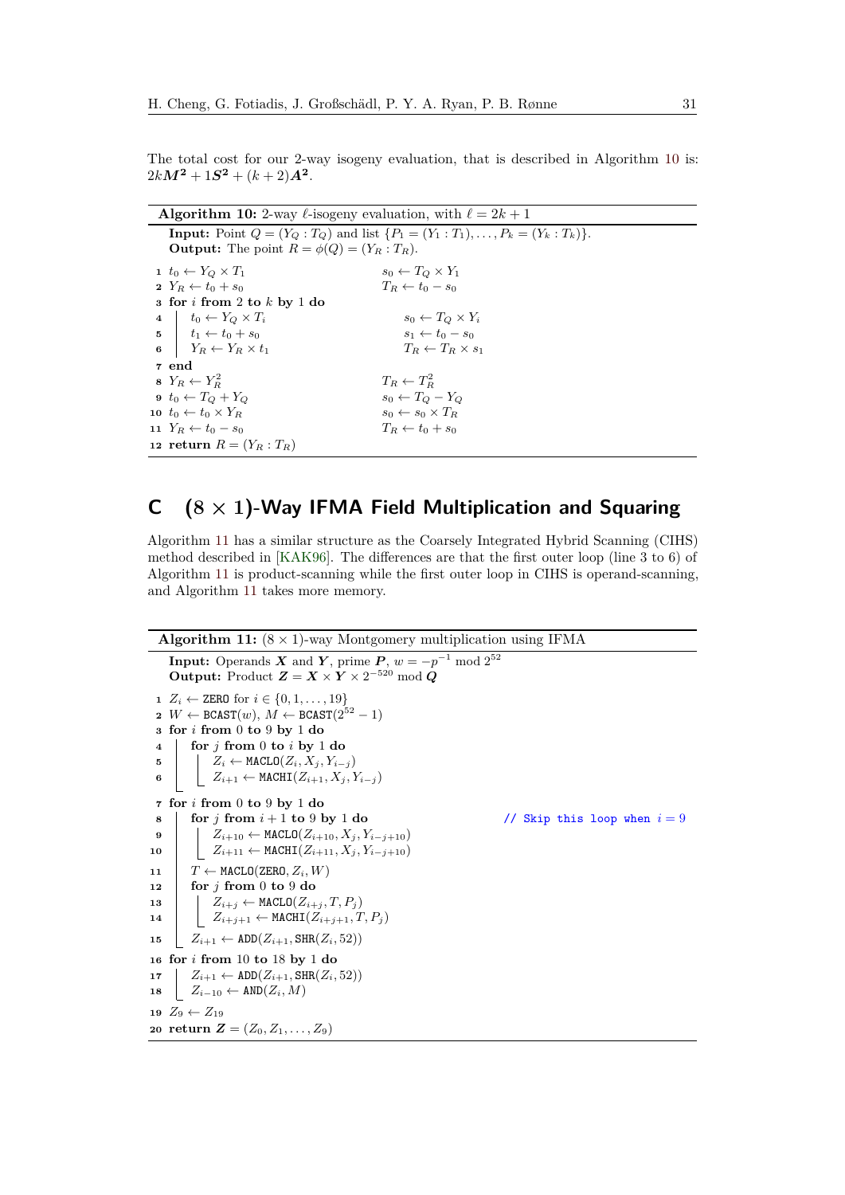The total cost for our 2-way isogeny evaluation, that is described in Algorithm 10 is: $2k\boldsymbol{M^2} + 1\boldsymbol{S^2} + (k+2)\boldsymbol{A^2}$.

**Algorithm 10:** 2-way $\ell$-isogeny evaluation, with $\ell = 2k+1$

**Input:** Point $Q = (Y_Q : T_Q)$ and list $\{P_1 = (Y_1 : T_1), \ldots, P_k = (Y_k : T_k)\}$.
**Output:** The point $R = \phi(Q) = (Y_R : T_R)$.

```
1  t0 ← Y_Q × T_1                    s0 ← T_Q × Y_1
2  Y_R ← t0 + s0                     T_R ← t0 − s0
3  for i from 2 to k by 1 do
4      t0 ← Y_Q × T_i                s0 ← T_Q × Y_i
5      t1 ← t0 + s0                  s1 ← t0 − s0
6      Y_R ← Y_R × t1                T_R ← T_R × s1
7  end
8  Y_R ← Y_R^2                       T_R ← T_R^2
9  t0 ← T_Q + Y_Q                    s0 ← T_Q − Y_Q
10 t0 ← t0 × Y_R                     s0 ← s0 × T_R
11 Y_R ← t0 − s0                     T_R ← t0 + s0
12 return R = (Y_R : T_R)
```

## C $(8 \times 1)$-Way IFMA Field Multiplication and Squaring

Algorithm 11 has a similar structure as the Coarsely Integrated Hybrid Scanning (CIHS) method described in [KAK96]. The differences are that the first outer loop (line 3 to 6) of Algorithm 11 is product-scanning while the first outer loop in CIHS is operand-scanning, and Algorithm 11 takes more memory.

**Algorithm 11:** $(8 \times 1)$-way Montgomery multiplication using IFMA

**Input:** Operands $\boldsymbol{X}$ and $\boldsymbol{Y}$, prime $\boldsymbol{P}$, $w = -p^{-1} \bmod 2^{52}$
**Output:** Product $\boldsymbol{Z} = \boldsymbol{X} \times \boldsymbol{Y} \times 2^{-520} \bmod \boldsymbol{Q}$

```
1  Z_i ← ZERO for i ∈ {0, 1, ..., 19}
2  W ← BCAST(w), M ← BCAST(2^52 − 1)
3  for i from 0 to 9 by 1 do
4      for j from 0 to i by 1 do
5          Z_i ← MACLO(Z_i, X_j, Y_{i−j})
6          Z_{i+1} ← MACHI(Z_{i+1}, X_j, Y_{i−j})
7  for i from 0 to 9 by 1 do
8      for j from i+1 to 9 by 1 do                    // Skip this loop when i = 9
9          Z_{i+10} ← MACLO(Z_{i+10}, X_j, Y_{i−j+10})
10         Z_{i+11} ← MACHI(Z_{i+11}, X_j, Y_{i−j+10})
11     T ← MACLO(ZERO, Z_i, W)
12     for j from 0 to 9 do
13         Z_{i+j} ← MACLO(Z_{i+j}, T, P_j)
14         Z_{i+j+1} ← MACHI(Z_{i+j+1}, T, P_j)
15     Z_{i+1} ← ADD(Z_{i+1}, SHR(Z_i, 52))
16 for i from 10 to 18 by 1 do
17     Z_{i+1} ← ADD(Z_{i+1}, SHR(Z_i, 52))
18     Z_{i−10} ← AND(Z_i, M)
19 Z_9 ← Z_19
20 return Z = (Z_0, Z_1, ..., Z_9)
```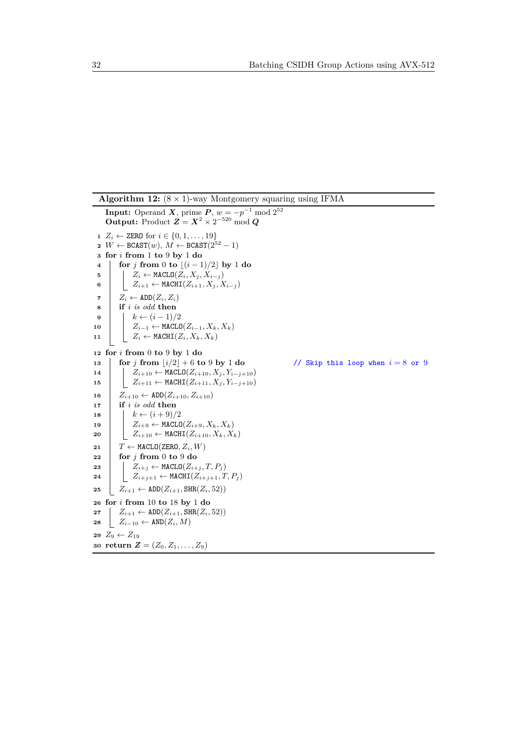**Algorithm 12:** $(8 \times 1)$-way Montgomery squaring using IFMA

**Input:** Operand $\boldsymbol{X}$, prime $\boldsymbol{P}$, $w = -p^{-1} \bmod 2^{52}$
**Output:** Product $\boldsymbol{Z} = \boldsymbol{X}^2 \times 2^{-520} \bmod \boldsymbol{Q}$

```
1  Z_i ← ZERO for i ∈ {0, 1, ..., 19}
2  W ← BCAST(w), M ← BCAST(2^52 − 1)
3  for i from 1 to 9 by 1 do
4      for j from 0 to ⌊(i − 1)/2⌋ by 1 do
5          Z_i ← MACLO(Z_i, X_j, X_{i−j})
6          Z_{i+1} ← MACHI(Z_{i+1}, X_j, X_{i−j})
7      Z_i ← ADD(Z_i, Z_i)
8      if i is odd then
9          k ← (i − 1)/2
10         Z_{i−1} ← MACLO(Z_{i−1}, X_k, X_k)
11         Z_i ← MACHI(Z_i, X_k, X_k)
12 for i from 0 to 9 by 1 do
13     for j from ⌊i/2⌋ + 6 to 9 by 1 do              // Skip this loop when i = 8 or 9
14         Z_{i+10} ← MACLO(Z_{i+10}, X_j, Y_{i−j+10})
15         Z_{i+11} ← MACHI(Z_{i+11}, X_j, Y_{i−j+10})
16     Z_{i+10} ← ADD(Z_{i+10}, Z_{i+10})
17     if i is odd then
18         k ← (i + 9)/2
19         Z_{i+9} ← MACLO(Z_{i+9}, X_k, X_k)
20         Z_{i+10} ← MACHI(Z_{i+10}, X_k, X_k)
21     T ← MACLO(ZERO, Z_i, W)
22     for j from 0 to 9 do
23         Z_{i+j} ← MACLO(Z_{i+j}, T, P_j)
24         Z_{i+j+1} ← MACHI(Z_{i+j+1}, T, P_j)
25     Z_{i+1} ← ADD(Z_{i+1}, SHR(Z_i, 52))
26 for i from 10 to 18 by 1 do
27     Z_{i+1} ← ADD(Z_{i+1}, SHR(Z_i, 52))
28     Z_{i−10} ← AND(Z_i, M)
29 Z_9 ← Z_19
30 return Z = (Z_0, Z_1, ..., Z_9)
```